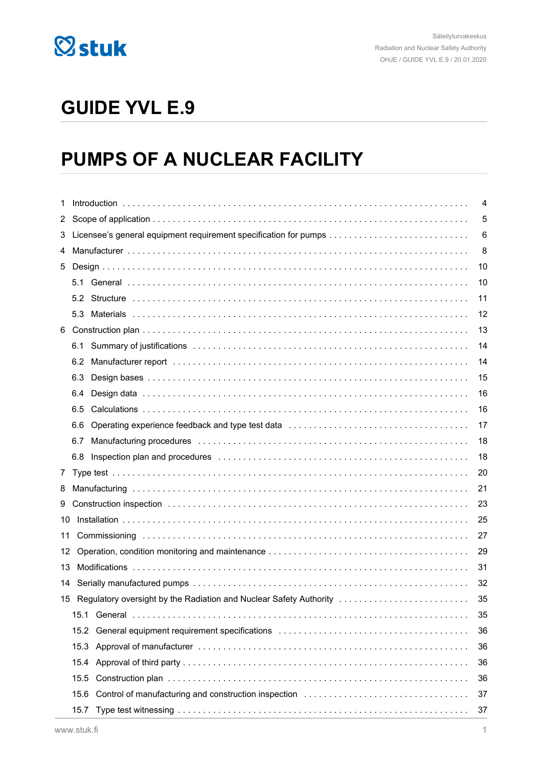Säteilyturvakeskus
Radiation and Nuclear Safety Authority
OHJE / GUIDE YVL E.9 / 20.01.2020

# GUIDE YVL E.9

# PUMPS OF A NUCLEAR FACILITY

1 Introduction . . . . . 4
2 Scope of application . . . . . 5
3 Licensee's general equipment requirement specification for pumps . . . . . 6
4 Manufacturer . . . . . 8
5 Design . . . . . 10
   5.1 General . . . . . 10
   5.2 Structure . . . . . 11
   5.3 Materials . . . . . 12
6 Construction plan . . . . . 13
   6.1 Summary of justifications . . . . . 14
   6.2 Manufacturer report . . . . . 14
   6.3 Design bases . . . . . 15
   6.4 Design data . . . . . 16
   6.5 Calculations . . . . . 16
   6.6 Operating experience feedback and type test data . . . . . 17
   6.7 Manufacturing procedures . . . . . 18
   6.8 Inspection plan and procedures . . . . . 18
7 Type test . . . . . 20
8 Manufacturing . . . . . 21
9 Construction inspection . . . . . 23
10 Installation . . . . . 25
11 Commissioning . . . . . 27
12 Operation, condition monitoring and maintenance . . . . . 29
13 Modifications . . . . . 31
14 Serially manufactured pumps . . . . . 32
15 Regulatory oversight by the Radiation and Nuclear Safety Authority . . . . . 35
   15.1 General . . . . . 35
   15.2 General equipment requirement specifications . . . . . 36
   15.3 Approval of manufacturer . . . . . 36
   15.4 Approval of third party . . . . . 36
   15.5 Construction plan . . . . . 36
   15.6 Control of manufacturing and construction inspection . . . . . 37
   15.7 Type test witnessing . . . . . 37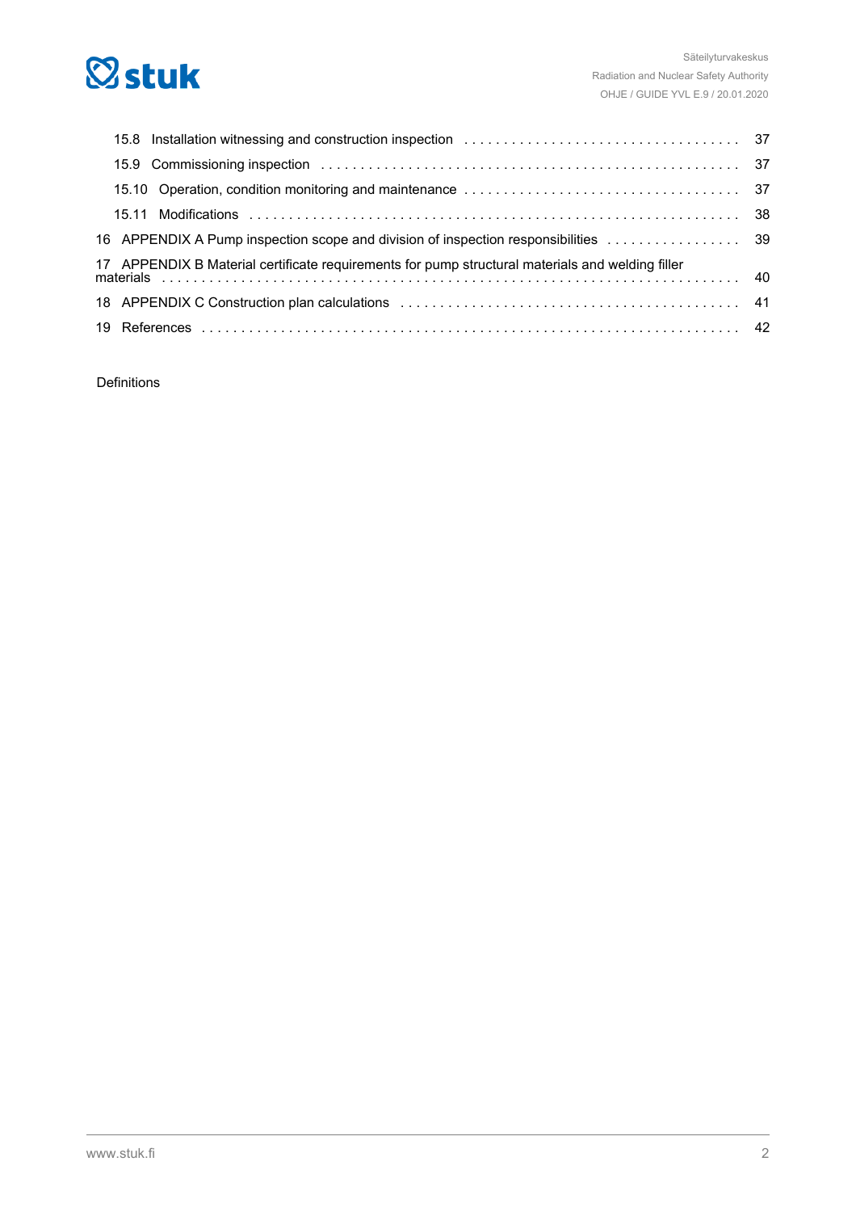15.8 Installation witnessing and construction inspection . . . . . . . . . . . . . . . . . . . . . . . . . . . . . . . . . . . 37

15.9 Commissioning inspection . . . . . . . . . . . . . . . . . . . . . . . . . . . . . . . . . . . . . . . . . . . . . . . . . . . . . . 37

15.10 Operation, condition monitoring and maintenance . . . . . . . . . . . . . . . . . . . . . . . . . . . . . . . . . . 37

15.11 Modifications . . . . . . . . . . . . . . . . . . . . . . . . . . . . . . . . . . . . . . . . . . . . . . . . . . . . . . . . . . . . . . 38

16 APPENDIX A Pump inspection scope and division of inspection responsibilities . . . . . . . . . . . . . . . . . 39

17 APPENDIX B Material certificate requirements for pump structural materials and welding filler materials . . . . . . . . . . . . . . . . . . . . . . . . . . . . . . . . . . . . . . . . . . . . . . . . . . . . . . . . . . . . . . . . . . . . . . . . 40

18 APPENDIX C Construction plan calculations . . . . . . . . . . . . . . . . . . . . . . . . . . . . . . . . . . . . . . . . . 41

19 References . . . . . . . . . . . . . . . . . . . . . . . . . . . . . . . . . . . . . . . . . . . . . . . . . . . . . . . . . . . . . . . . . . . 42

Definitions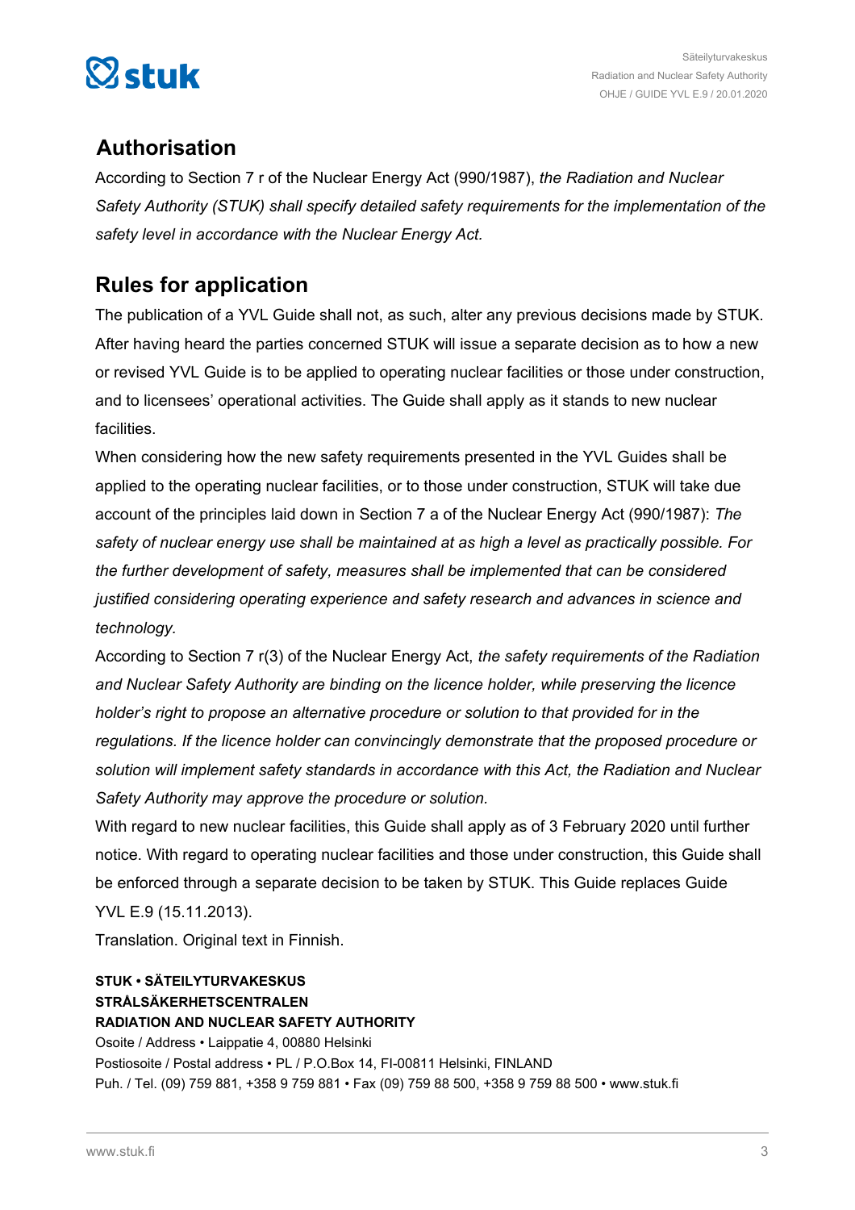## Authorisation

According to Section 7 r of the Nuclear Energy Act (990/1987), *the Radiation and Nuclear Safety Authority (STUK) shall specify detailed safety requirements for the implementation of the safety level in accordance with the Nuclear Energy Act.*

## Rules for application

The publication of a YVL Guide shall not, as such, alter any previous decisions made by STUK. After having heard the parties concerned STUK will issue a separate decision as to how a new or revised YVL Guide is to be applied to operating nuclear facilities or those under construction, and to licensees' operational activities. The Guide shall apply as it stands to new nuclear facilities.

When considering how the new safety requirements presented in the YVL Guides shall be applied to the operating nuclear facilities, or to those under construction, STUK will take due account of the principles laid down in Section 7 a of the Nuclear Energy Act (990/1987): *The safety of nuclear energy use shall be maintained at as high a level as practically possible. For the further development of safety, measures shall be implemented that can be considered justified considering operating experience and safety research and advances in science and technology.*

According to Section 7 r(3) of the Nuclear Energy Act, *the safety requirements of the Radiation and Nuclear Safety Authority are binding on the licence holder, while preserving the licence holder's right to propose an alternative procedure or solution to that provided for in the regulations. If the licence holder can convincingly demonstrate that the proposed procedure or solution will implement safety standards in accordance with this Act, the Radiation and Nuclear Safety Authority may approve the procedure or solution.*

With regard to new nuclear facilities, this Guide shall apply as of 3 February 2020 until further notice. With regard to operating nuclear facilities and those under construction, this Guide shall be enforced through a separate decision to be taken by STUK. This Guide replaces Guide YVL E.9 (15.11.2013).

Translation. Original text in Finnish.

**STUK • SÄTEILYTURVAKESKUS**
**STRÅLSÄKERHETSCENTRALEN**
**RADIATION AND NUCLEAR SAFETY AUTHORITY**
Osoite / Address • Laippatie 4, 00880 Helsinki
Postiosoite / Postal address • PL / P.O.Box 14, FI-00811 Helsinki, FINLAND
Puh. / Tel. (09) 759 881, +358 9 759 881 • Fax (09) 759 88 500, +358 9 759 88 500 • www.stuk.fi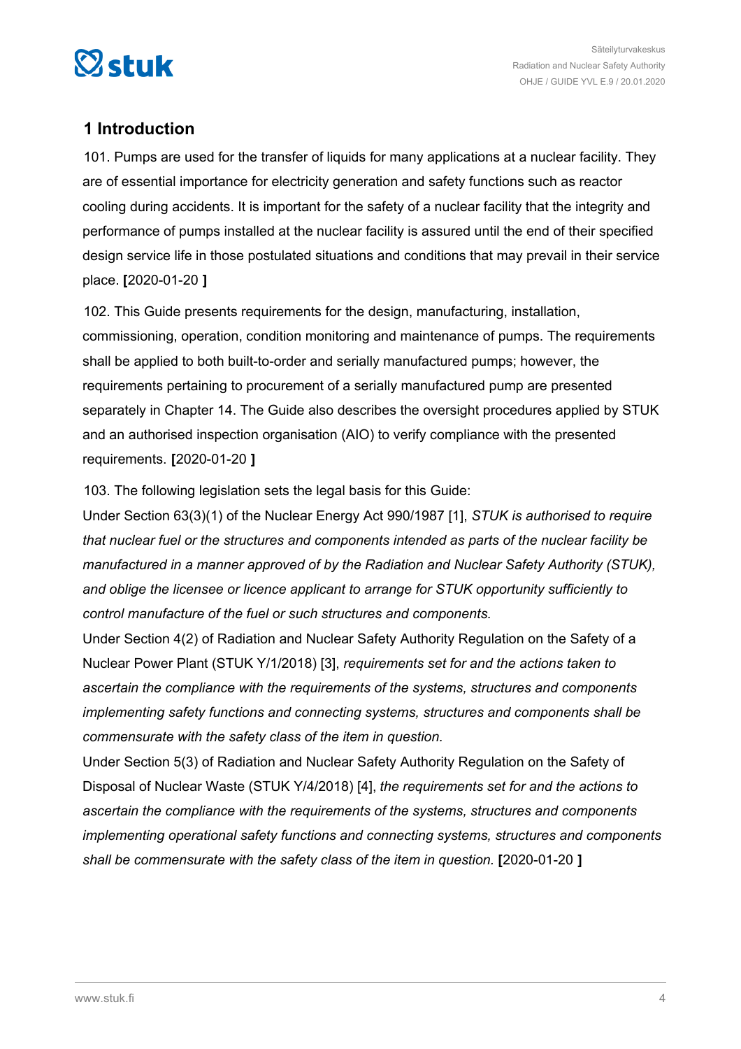## 1 Introduction

101. Pumps are used for the transfer of liquids for many applications at a nuclear facility. They are of essential importance for electricity generation and safety functions such as reactor cooling during accidents. It is important for the safety of a nuclear facility that the integrity and performance of pumps installed at the nuclear facility is assured until the end of their specified design service life in those postulated situations and conditions that may prevail in their service place. **[**2020-01-20 **]**

102. This Guide presents requirements for the design, manufacturing, installation, commissioning, operation, condition monitoring and maintenance of pumps. The requirements shall be applied to both built-to-order and serially manufactured pumps; however, the requirements pertaining to procurement of a serially manufactured pump are presented separately in Chapter 14. The Guide also describes the oversight procedures applied by STUK and an authorised inspection organisation (AIO) to verify compliance with the presented requirements. **[**2020-01-20 **]**

103. The following legislation sets the legal basis for this Guide:

Under Section 63(3)(1) of the Nuclear Energy Act 990/1987 [1], *STUK is authorised to require that nuclear fuel or the structures and components intended as parts of the nuclear facility be manufactured in a manner approved of by the Radiation and Nuclear Safety Authority (STUK), and oblige the licensee or licence applicant to arrange for STUK opportunity sufficiently to control manufacture of the fuel or such structures and components.*

Under Section 4(2) of Radiation and Nuclear Safety Authority Regulation on the Safety of a Nuclear Power Plant (STUK Y/1/2018) [3], *requirements set for and the actions taken to ascertain the compliance with the requirements of the systems, structures and components implementing safety functions and connecting systems, structures and components shall be commensurate with the safety class of the item in question.*

Under Section 5(3) of Radiation and Nuclear Safety Authority Regulation on the Safety of Disposal of Nuclear Waste (STUK Y/4/2018) [4], *the requirements set for and the actions to ascertain the compliance with the requirements of the systems, structures and components implementing operational safety functions and connecting systems, structures and components shall be commensurate with the safety class of the item in question.* **[**2020-01-20 **]**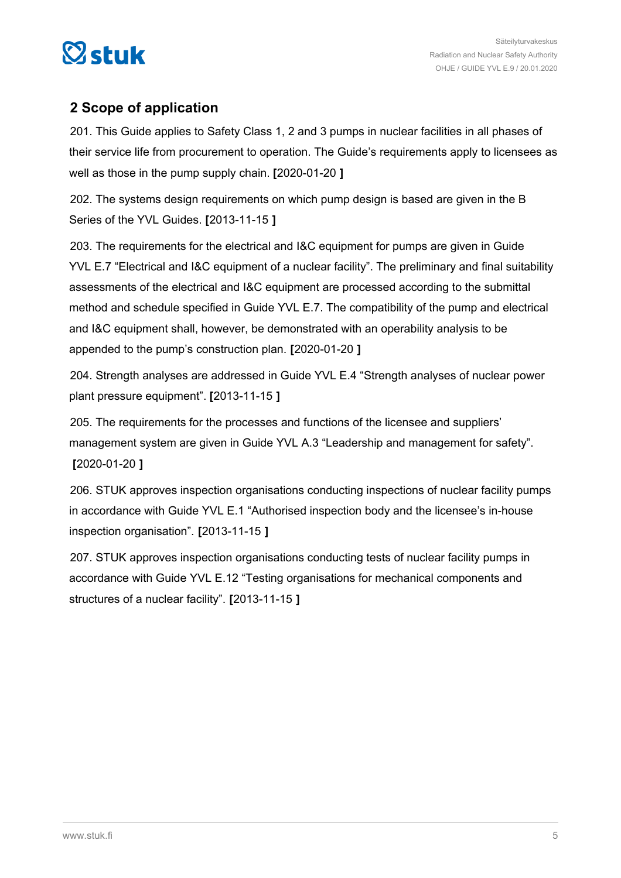## 2 Scope of application

201. This Guide applies to Safety Class 1, 2 and 3 pumps in nuclear facilities in all phases of their service life from procurement to operation. The Guide's requirements apply to licensees as well as those in the pump supply chain. **[**2020-01-20 **]**

202. The systems design requirements on which pump design is based are given in the B Series of the YVL Guides. **[**2013-11-15 **]**

203. The requirements for the electrical and I&C equipment for pumps are given in Guide YVL E.7 "Electrical and I&C equipment of a nuclear facility". The preliminary and final suitability assessments of the electrical and I&C equipment are processed according to the submittal method and schedule specified in Guide YVL E.7. The compatibility of the pump and electrical and I&C equipment shall, however, be demonstrated with an operability analysis to be appended to the pump's construction plan. **[**2020-01-20 **]**

204. Strength analyses are addressed in Guide YVL E.4 "Strength analyses of nuclear power plant pressure equipment". **[**2013-11-15 **]**

205. The requirements for the processes and functions of the licensee and suppliers' management system are given in Guide YVL A.3 "Leadership and management for safety". **[**2020-01-20 **]**

206. STUK approves inspection organisations conducting inspections of nuclear facility pumps in accordance with Guide YVL E.1 "Authorised inspection body and the licensee's in-house inspection organisation". **[**2013-11-15 **]**

207. STUK approves inspection organisations conducting tests of nuclear facility pumps in accordance with Guide YVL E.12 "Testing organisations for mechanical components and structures of a nuclear facility". **[**2013-11-15 **]**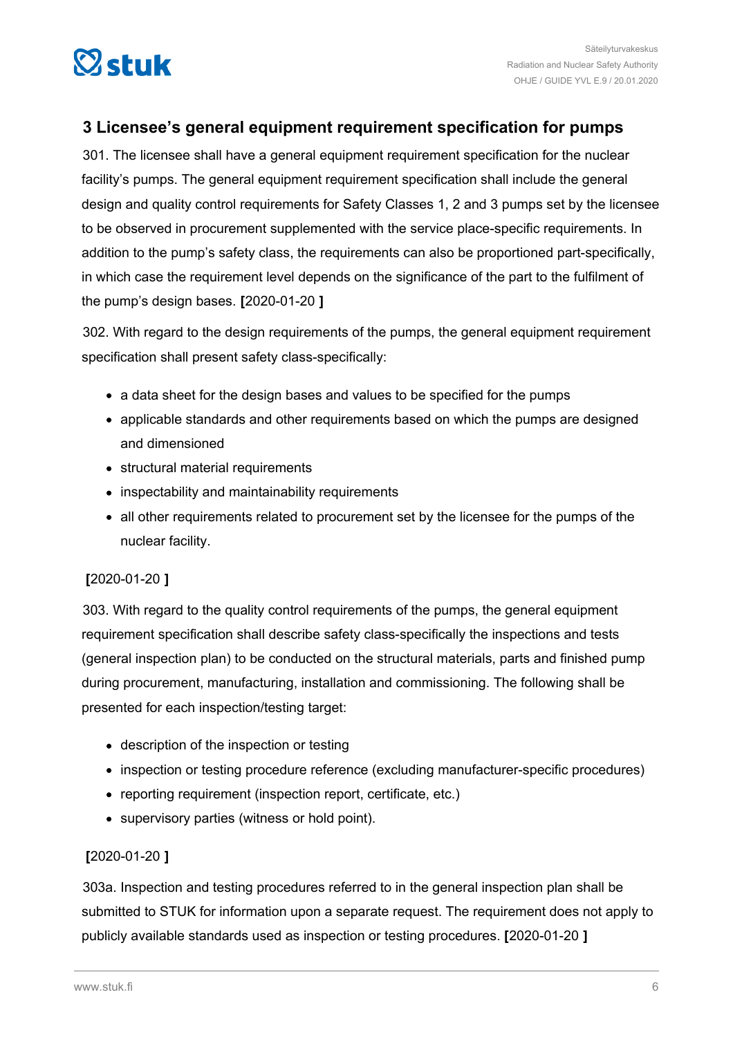## 3 Licensee's general equipment requirement specification for pumps

301. The licensee shall have a general equipment requirement specification for the nuclear facility's pumps. The general equipment requirement specification shall include the general design and quality control requirements for Safety Classes 1, 2 and 3 pumps set by the licensee to be observed in procurement supplemented with the service place-specific requirements. In addition to the pump's safety class, the requirements can also be proportioned part-specifically, in which case the requirement level depends on the significance of the part to the fulfilment of the pump's design bases. **[**2020-01-20 **]**

302. With regard to the design requirements of the pumps, the general equipment requirement specification shall present safety class-specifically:

- a data sheet for the design bases and values to be specified for the pumps
- applicable standards and other requirements based on which the pumps are designed and dimensioned
- structural material requirements
- inspectability and maintainability requirements
- all other requirements related to procurement set by the licensee for the pumps of the nuclear facility.

**[**2020-01-20 **]**

303. With regard to the quality control requirements of the pumps, the general equipment requirement specification shall describe safety class-specifically the inspections and tests (general inspection plan) to be conducted on the structural materials, parts and finished pump during procurement, manufacturing, installation and commissioning. The following shall be presented for each inspection/testing target:

- description of the inspection or testing
- inspection or testing procedure reference (excluding manufacturer-specific procedures)
- reporting requirement (inspection report, certificate, etc.)
- supervisory parties (witness or hold point).

**[**2020-01-20 **]**

303a. Inspection and testing procedures referred to in the general inspection plan shall be submitted to STUK for information upon a separate request. The requirement does not apply to publicly available standards used as inspection or testing procedures. **[**2020-01-20 **]**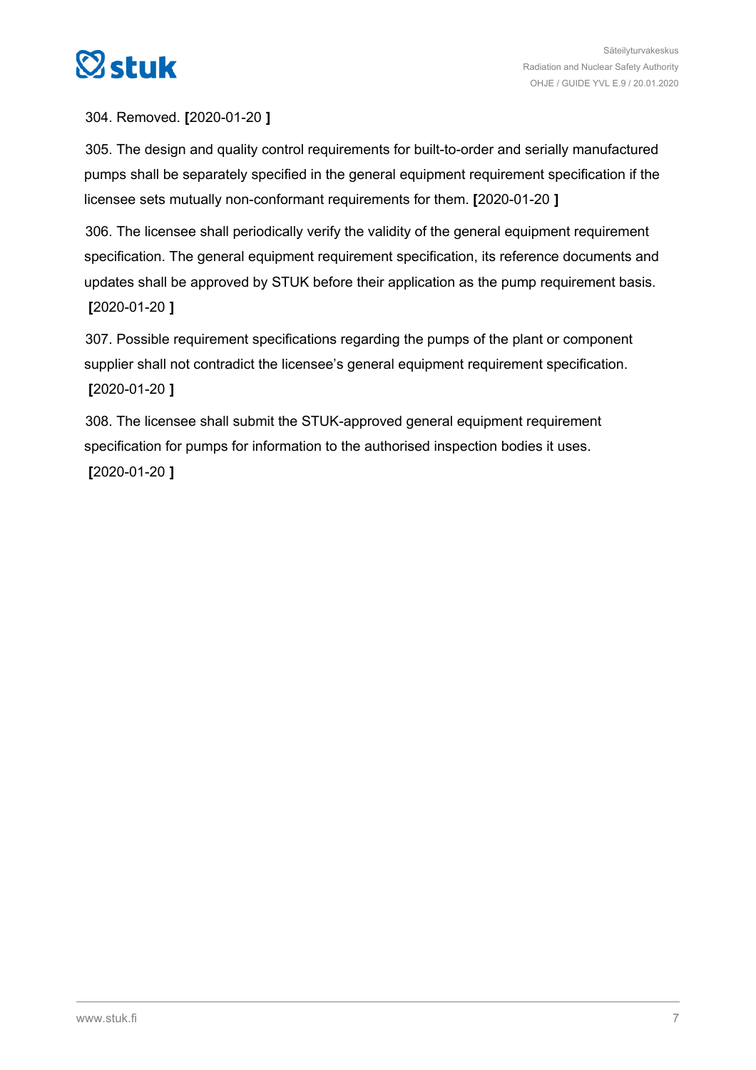304. Removed. [2020-01-20 ]

305. The design and quality control requirements for built-to-order and serially manufactured pumps shall be separately specified in the general equipment requirement specification if the licensee sets mutually non-conformant requirements for them. [2020-01-20 ]

306. The licensee shall periodically verify the validity of the general equipment requirement specification. The general equipment requirement specification, its reference documents and updates shall be approved by STUK before their application as the pump requirement basis. [2020-01-20 ]

307. Possible requirement specifications regarding the pumps of the plant or component supplier shall not contradict the licensee's general equipment requirement specification. [2020-01-20 ]

308. The licensee shall submit the STUK-approved general equipment requirement specification for pumps for information to the authorised inspection bodies it uses. [2020-01-20 ]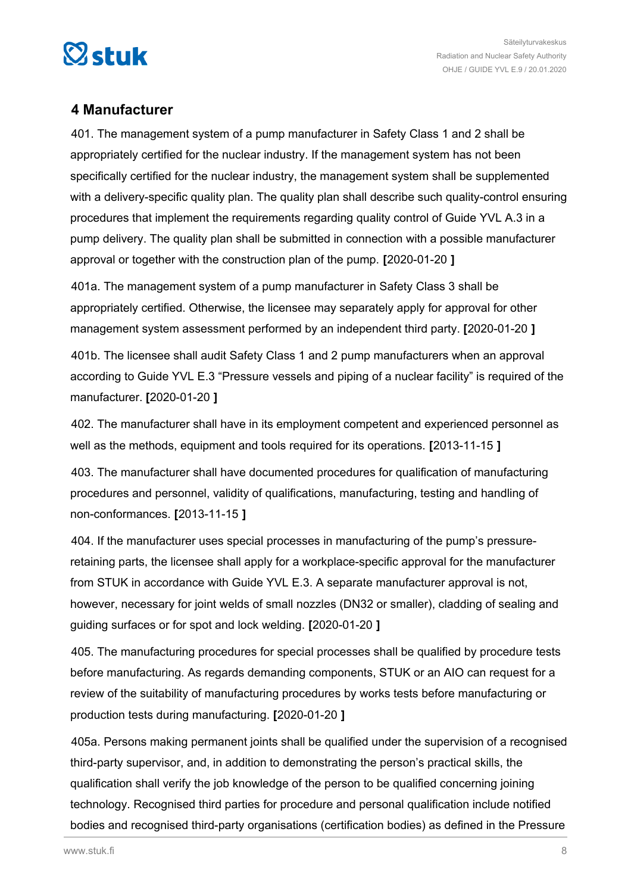## 4 Manufacturer

401. The management system of a pump manufacturer in Safety Class 1 and 2 shall be appropriately certified for the nuclear industry. If the management system has not been specifically certified for the nuclear industry, the management system shall be supplemented with a delivery-specific quality plan. The quality plan shall describe such quality-control ensuring procedures that implement the requirements regarding quality control of Guide YVL A.3 in a pump delivery. The quality plan shall be submitted in connection with a possible manufacturer approval or together with the construction plan of the pump. **[**2020-01-20 **]**

401a. The management system of a pump manufacturer in Safety Class 3 shall be appropriately certified. Otherwise, the licensee may separately apply for approval for other management system assessment performed by an independent third party. **[**2020-01-20 **]**

401b. The licensee shall audit Safety Class 1 and 2 pump manufacturers when an approval according to Guide YVL E.3 “Pressure vessels and piping of a nuclear facility” is required of the manufacturer. **[**2020-01-20 **]**

402. The manufacturer shall have in its employment competent and experienced personnel as well as the methods, equipment and tools required for its operations. **[**2013-11-15 **]**

403. The manufacturer shall have documented procedures for qualification of manufacturing procedures and personnel, validity of qualifications, manufacturing, testing and handling of non-conformances. **[**2013-11-15 **]**

404. If the manufacturer uses special processes in manufacturing of the pump’s pressure-retaining parts, the licensee shall apply for a workplace-specific approval for the manufacturer from STUK in accordance with Guide YVL E.3. A separate manufacturer approval is not, however, necessary for joint welds of small nozzles (DN32 or smaller), cladding of sealing and guiding surfaces or for spot and lock welding. **[**2020-01-20 **]**

405. The manufacturing procedures for special processes shall be qualified by procedure tests before manufacturing. As regards demanding components, STUK or an AIO can request for a review of the suitability of manufacturing procedures by works tests before manufacturing or production tests during manufacturing. **[**2020-01-20 **]**

405a. Persons making permanent joints shall be qualified under the supervision of a recognised third-party supervisor, and, in addition to demonstrating the person’s practical skills, the qualification shall verify the job knowledge of the person to be qualified concerning joining technology. Recognised third parties for procedure and personal qualification include notified bodies and recognised third-party organisations (certification bodies) as defined in the Pressure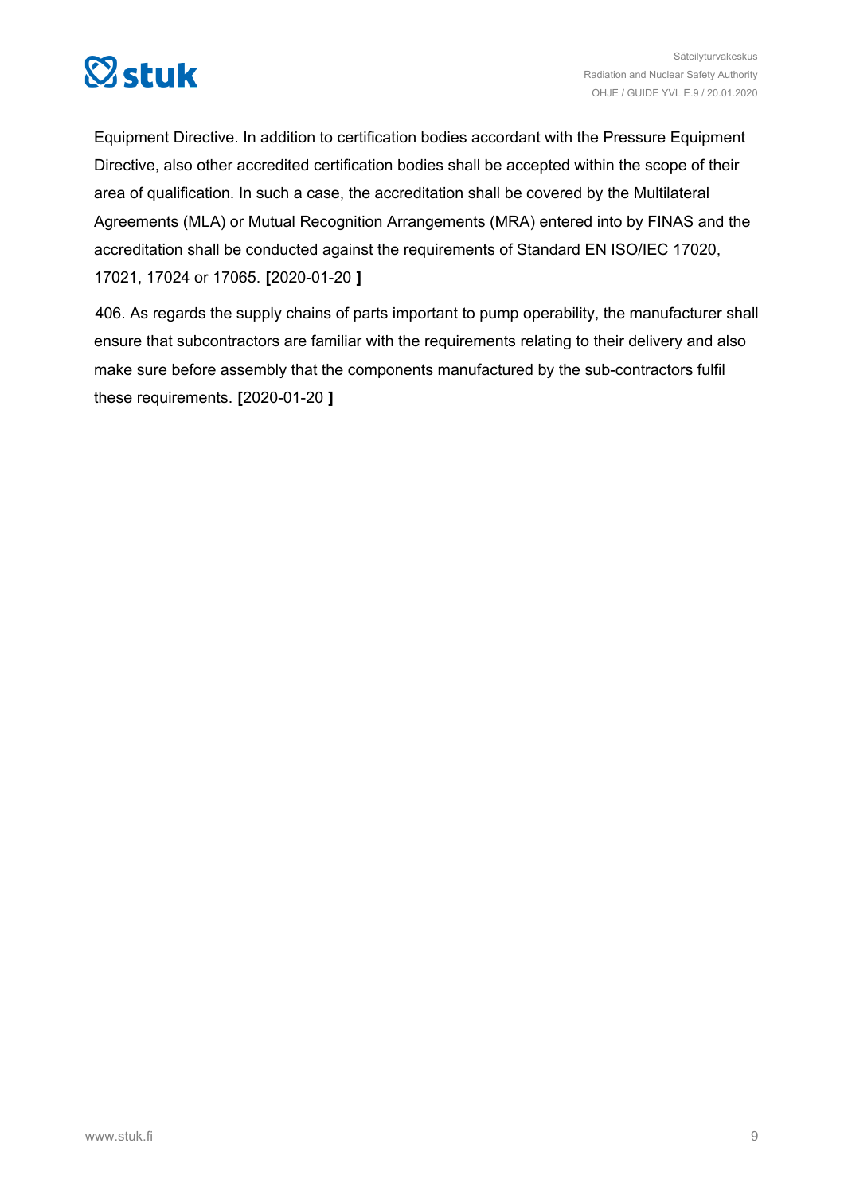Equipment Directive. In addition to certification bodies accordant with the Pressure Equipment Directive, also other accredited certification bodies shall be accepted within the scope of their area of qualification. In such a case, the accreditation shall be covered by the Multilateral Agreements (MLA) or Mutual Recognition Arrangements (MRA) entered into by FINAS and the accreditation shall be conducted against the requirements of Standard EN ISO/IEC 17020, 17021, 17024 or 17065. **[**2020-01-20 **]**

406. As regards the supply chains of parts important to pump operability, the manufacturer shall ensure that subcontractors are familiar with the requirements relating to their delivery and also make sure before assembly that the components manufactured by the sub-contractors fulfil these requirements. **[**2020-01-20 **]**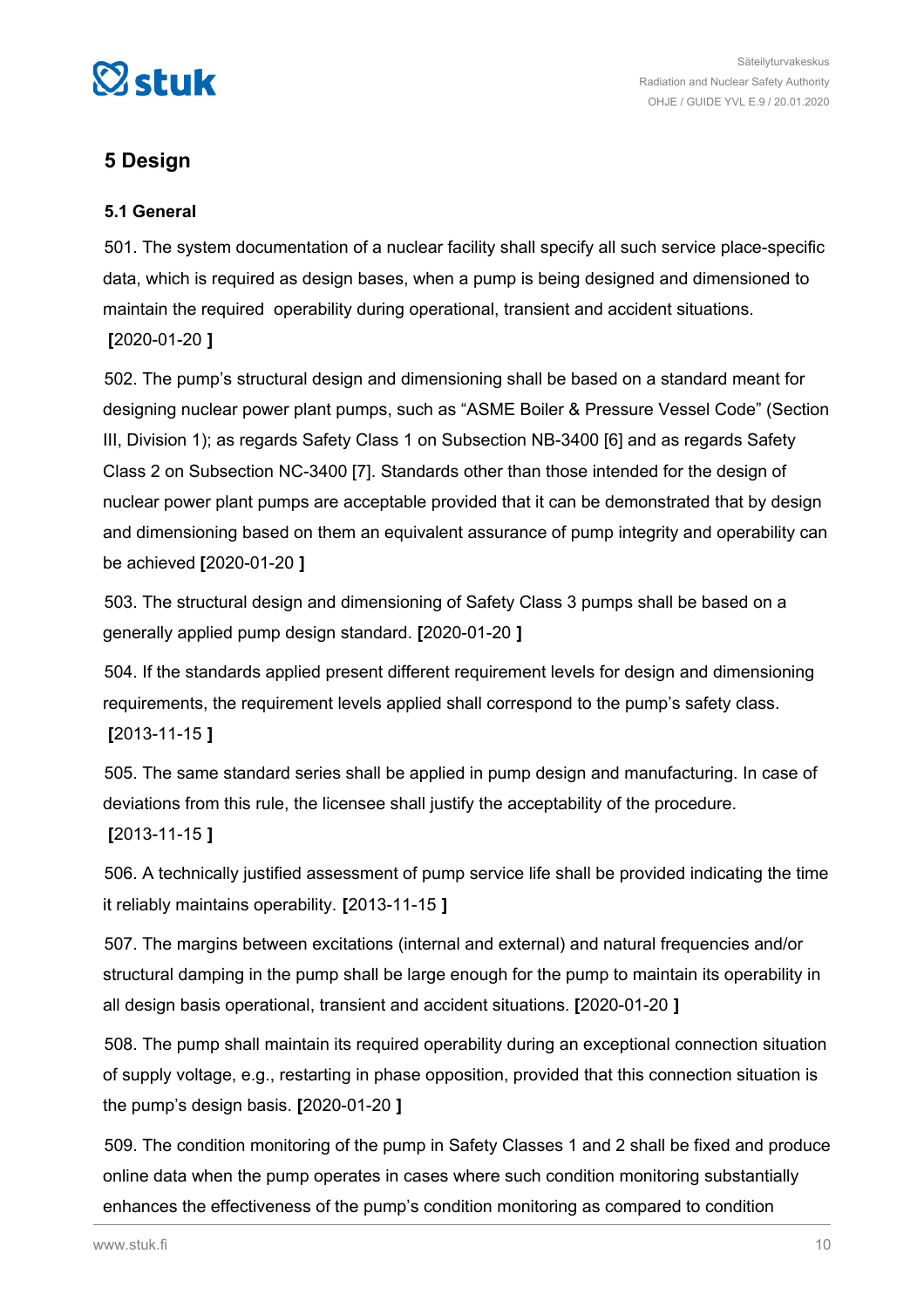## 5 Design

### 5.1 General

501. The system documentation of a nuclear facility shall specify all such service place-specific data, which is required as design bases, when a pump is being designed and dimensioned to maintain the required operability during operational, transient and accident situations. **[**2020-01-20 **]**

502. The pump's structural design and dimensioning shall be based on a standard meant for designing nuclear power plant pumps, such as "ASME Boiler & Pressure Vessel Code" (Section III, Division 1); as regards Safety Class 1 on Subsection NB-3400 [6] and as regards Safety Class 2 on Subsection NC-3400 [7]. Standards other than those intended for the design of nuclear power plant pumps are acceptable provided that it can be demonstrated that by design and dimensioning based on them an equivalent assurance of pump integrity and operability can be achieved **[**2020-01-20 **]**

503. The structural design and dimensioning of Safety Class 3 pumps shall be based on a generally applied pump design standard. **[**2020-01-20 **]**

504. If the standards applied present different requirement levels for design and dimensioning requirements, the requirement levels applied shall correspond to the pump's safety class. **[**2013-11-15 **]**

505. The same standard series shall be applied in pump design and manufacturing. In case of deviations from this rule, the licensee shall justify the acceptability of the procedure. **[**2013-11-15 **]**

506. A technically justified assessment of pump service life shall be provided indicating the time it reliably maintains operability. **[**2013-11-15 **]**

507. The margins between excitations (internal and external) and natural frequencies and/or structural damping in the pump shall be large enough for the pump to maintain its operability in all design basis operational, transient and accident situations. **[**2020-01-20 **]**

508. The pump shall maintain its required operability during an exceptional connection situation of supply voltage, e.g., restarting in phase opposition, provided that this connection situation is the pump's design basis. **[**2020-01-20 **]**

509. The condition monitoring of the pump in Safety Classes 1 and 2 shall be fixed and produce online data when the pump operates in cases where such condition monitoring substantially enhances the effectiveness of the pump's condition monitoring as compared to condition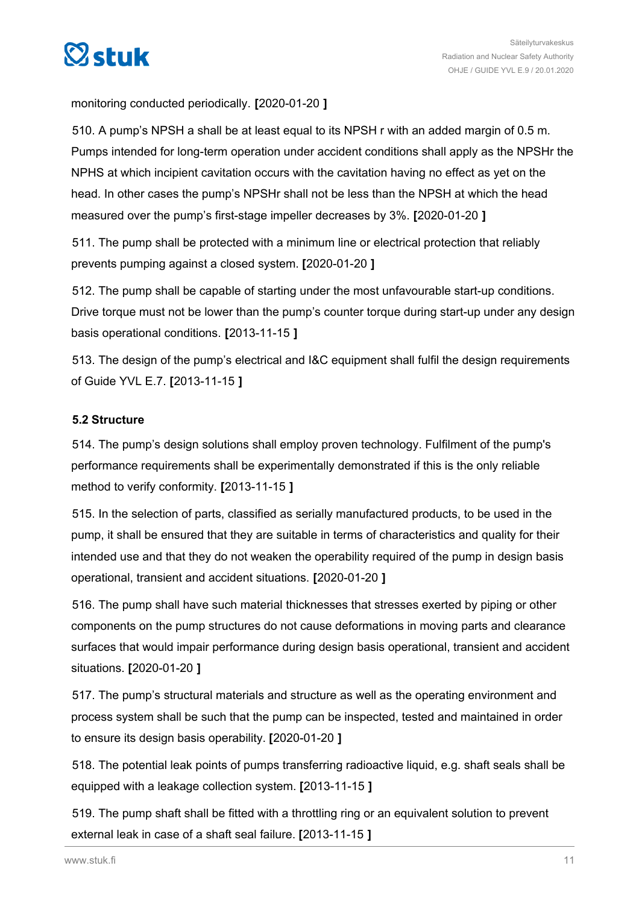monitoring conducted periodically. **[**2020-01-20 **]**

510. A pump's NPSH a shall be at least equal to its NPSH r with an added margin of 0.5 m. Pumps intended for long-term operation under accident conditions shall apply as the NPSHr the NPHS at which incipient cavitation occurs with the cavitation having no effect as yet on the head. In other cases the pump's NPSHr shall not be less than the NPSH at which the head measured over the pump's first-stage impeller decreases by 3%. **[**2020-01-20 **]**

511. The pump shall be protected with a minimum line or electrical protection that reliably prevents pumping against a closed system. **[**2020-01-20 **]**

512. The pump shall be capable of starting under the most unfavourable start-up conditions. Drive torque must not be lower than the pump's counter torque during start-up under any design basis operational conditions. **[**2013-11-15 **]**

513. The design of the pump's electrical and I&C equipment shall fulfil the design requirements of Guide YVL E.7. **[**2013-11-15 **]**

### 5.2 Structure

514. The pump's design solutions shall employ proven technology. Fulfilment of the pump's performance requirements shall be experimentally demonstrated if this is the only reliable method to verify conformity. **[**2013-11-15 **]**

515. In the selection of parts, classified as serially manufactured products, to be used in the pump, it shall be ensured that they are suitable in terms of characteristics and quality for their intended use and that they do not weaken the operability required of the pump in design basis operational, transient and accident situations. **[**2020-01-20 **]**

516. The pump shall have such material thicknesses that stresses exerted by piping or other components on the pump structures do not cause deformations in moving parts and clearance surfaces that would impair performance during design basis operational, transient and accident situations. **[**2020-01-20 **]**

517. The pump's structural materials and structure as well as the operating environment and process system shall be such that the pump can be inspected, tested and maintained in order to ensure its design basis operability. **[**2020-01-20 **]**

518. The potential leak points of pumps transferring radioactive liquid, e.g. shaft seals shall be equipped with a leakage collection system. **[**2013-11-15 **]**

519. The pump shaft shall be fitted with a throttling ring or an equivalent solution to prevent external leak in case of a shaft seal failure. **[**2013-11-15 **]**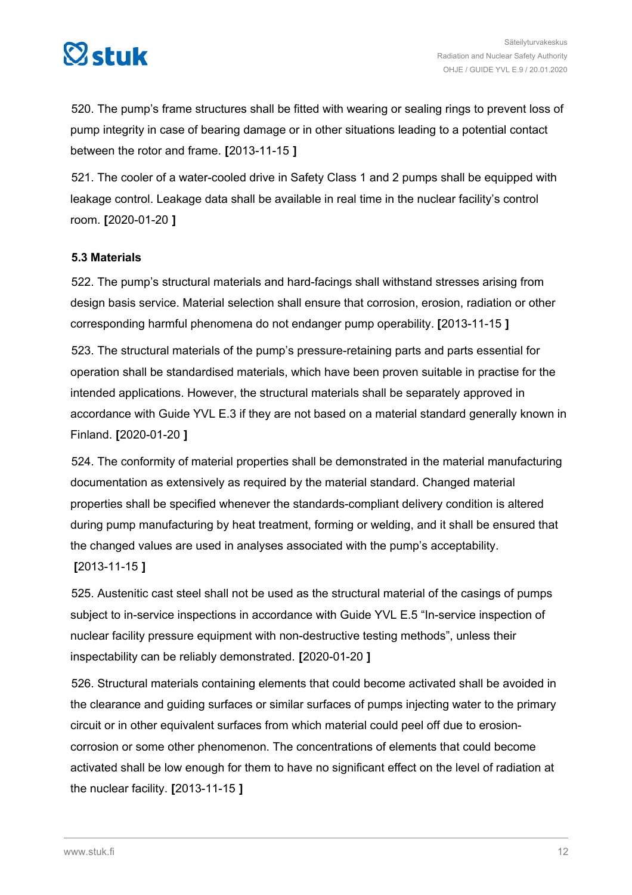520. The pump's frame structures shall be fitted with wearing or sealing rings to prevent loss of pump integrity in case of bearing damage or in other situations leading to a potential contact between the rotor and frame. **[**2013-11-15 **]**

521. The cooler of a water-cooled drive in Safety Class 1 and 2 pumps shall be equipped with leakage control. Leakage data shall be available in real time in the nuclear facility's control room. **[**2020-01-20 **]**

### 5.3 Materials

522. The pump's structural materials and hard-facings shall withstand stresses arising from design basis service. Material selection shall ensure that corrosion, erosion, radiation or other corresponding harmful phenomena do not endanger pump operability. **[**2013-11-15 **]**

523. The structural materials of the pump's pressure-retaining parts and parts essential for operation shall be standardised materials, which have been proven suitable in practise for the intended applications. However, the structural materials shall be separately approved in accordance with Guide YVL E.3 if they are not based on a material standard generally known in Finland. **[**2020-01-20 **]**

524. The conformity of material properties shall be demonstrated in the material manufacturing documentation as extensively as required by the material standard. Changed material properties shall be specified whenever the standards-compliant delivery condition is altered during pump manufacturing by heat treatment, forming or welding, and it shall be ensured that the changed values are used in analyses associated with the pump's acceptability. **[**2013-11-15 **]**

525. Austenitic cast steel shall not be used as the structural material of the casings of pumps subject to in-service inspections in accordance with Guide YVL E.5 "In-service inspection of nuclear facility pressure equipment with non-destructive testing methods", unless their inspectability can be reliably demonstrated. **[**2020-01-20 **]**

526. Structural materials containing elements that could become activated shall be avoided in the clearance and guiding surfaces or similar surfaces of pumps injecting water to the primary circuit or in other equivalent surfaces from which material could peel off due to erosion-corrosion or some other phenomenon. The concentrations of elements that could become activated shall be low enough for them to have no significant effect on the level of radiation at the nuclear facility. **[**2013-11-15 **]**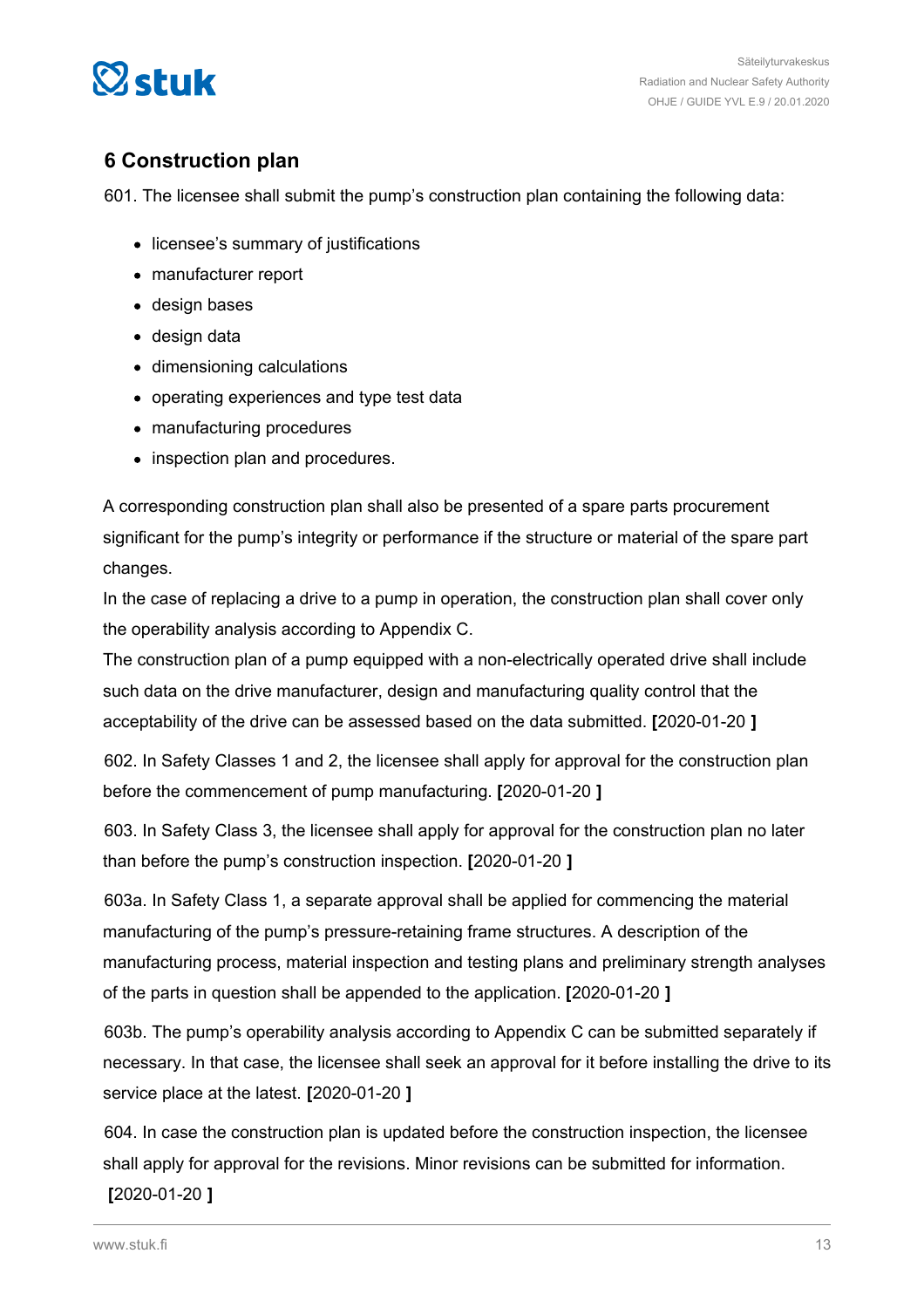## 6 Construction plan

601. The licensee shall submit the pump's construction plan containing the following data:

- licensee's summary of justifications
- manufacturer report
- design bases
- design data
- dimensioning calculations
- operating experiences and type test data
- manufacturing procedures
- inspection plan and procedures.

A corresponding construction plan shall also be presented of a spare parts procurement significant for the pump's integrity or performance if the structure or material of the spare part changes.
In the case of replacing a drive to a pump in operation, the construction plan shall cover only the operability analysis according to Appendix C.
The construction plan of a pump equipped with a non-electrically operated drive shall include such data on the drive manufacturer, design and manufacturing quality control that the acceptability of the drive can be assessed based on the data submitted. **[**2020-01-20 **]**

602. In Safety Classes 1 and 2, the licensee shall apply for approval for the construction plan before the commencement of pump manufacturing. **[**2020-01-20 **]**

603. In Safety Class 3, the licensee shall apply for approval for the construction plan no later than before the pump's construction inspection. **[**2020-01-20 **]**

603a. In Safety Class 1, a separate approval shall be applied for commencing the material manufacturing of the pump's pressure-retaining frame structures. A description of the manufacturing process, material inspection and testing plans and preliminary strength analyses of the parts in question shall be appended to the application. **[**2020-01-20 **]**

603b. The pump's operability analysis according to Appendix C can be submitted separately if necessary. In that case, the licensee shall seek an approval for it before installing the drive to its service place at the latest. **[**2020-01-20 **]**

604. In case the construction plan is updated before the construction inspection, the licensee shall apply for approval for the revisions. Minor revisions can be submitted for information. **[**2020-01-20 **]**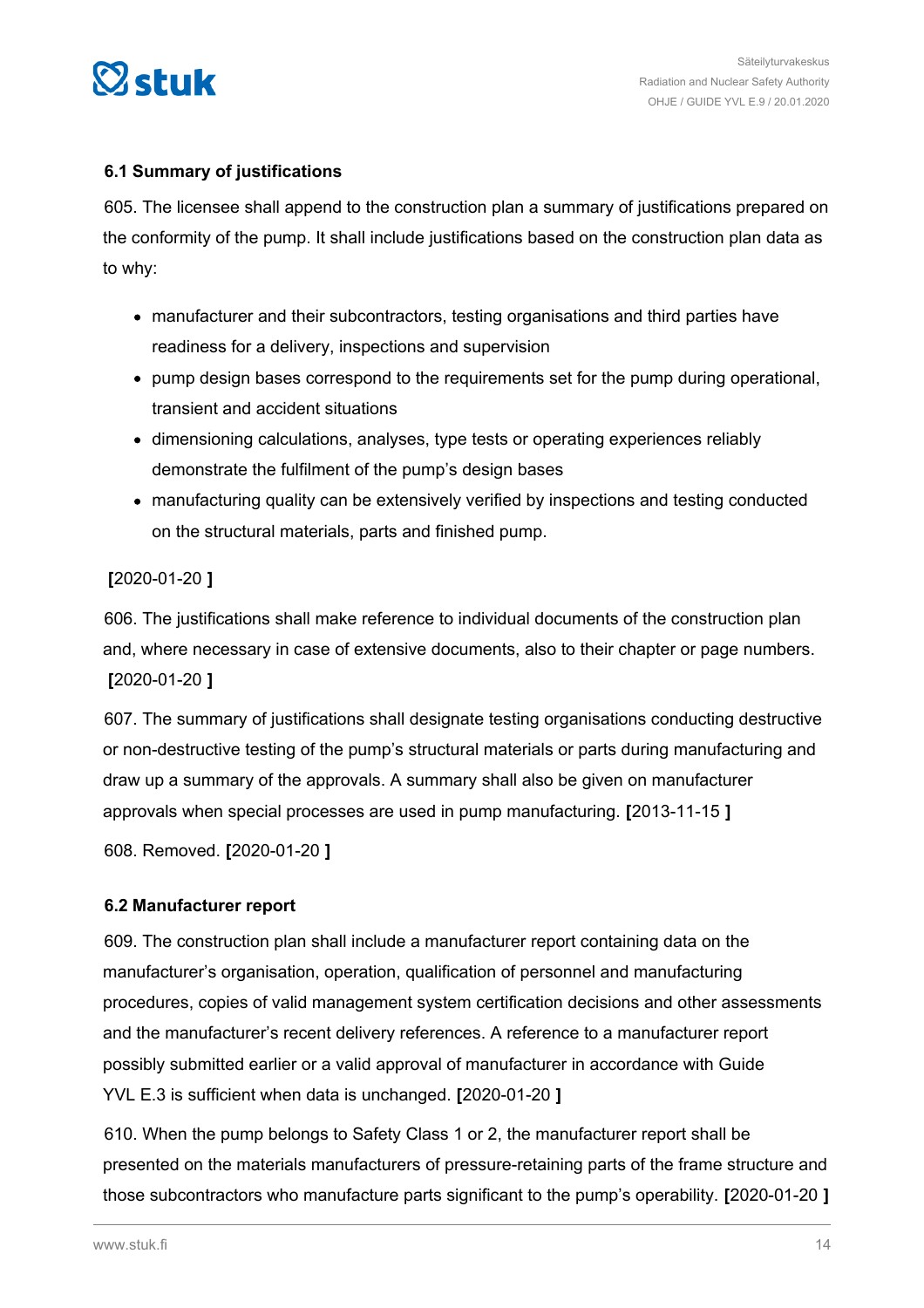### 6.1 Summary of justifications

605. The licensee shall append to the construction plan a summary of justifications prepared on the conformity of the pump. It shall include justifications based on the construction plan data as to why:

- manufacturer and their subcontractors, testing organisations and third parties have readiness for a delivery, inspections and supervision
- pump design bases correspond to the requirements set for the pump during operational, transient and accident situations
- dimensioning calculations, analyses, type tests or operating experiences reliably demonstrate the fulfilment of the pump's design bases
- manufacturing quality can be extensively verified by inspections and testing conducted on the structural materials, parts and finished pump.

**[**2020-01-20 **]**

606. The justifications shall make reference to individual documents of the construction plan and, where necessary in case of extensive documents, also to their chapter or page numbers. **[**2020-01-20 **]**

607. The summary of justifications shall designate testing organisations conducting destructive or non-destructive testing of the pump's structural materials or parts during manufacturing and draw up a summary of the approvals. A summary shall also be given on manufacturer approvals when special processes are used in pump manufacturing. **[**2013-11-15 **]**

608. Removed. **[**2020-01-20 **]**

### 6.2 Manufacturer report

609. The construction plan shall include a manufacturer report containing data on the manufacturer's organisation, operation, qualification of personnel and manufacturing procedures, copies of valid management system certification decisions and other assessments and the manufacturer's recent delivery references. A reference to a manufacturer report possibly submitted earlier or a valid approval of manufacturer in accordance with Guide YVL E.3 is sufficient when data is unchanged. **[**2020-01-20 **]**

610. When the pump belongs to Safety Class 1 or 2, the manufacturer report shall be presented on the materials manufacturers of pressure-retaining parts of the frame structure and those subcontractors who manufacture parts significant to the pump's operability. **[**2020-01-20 **]**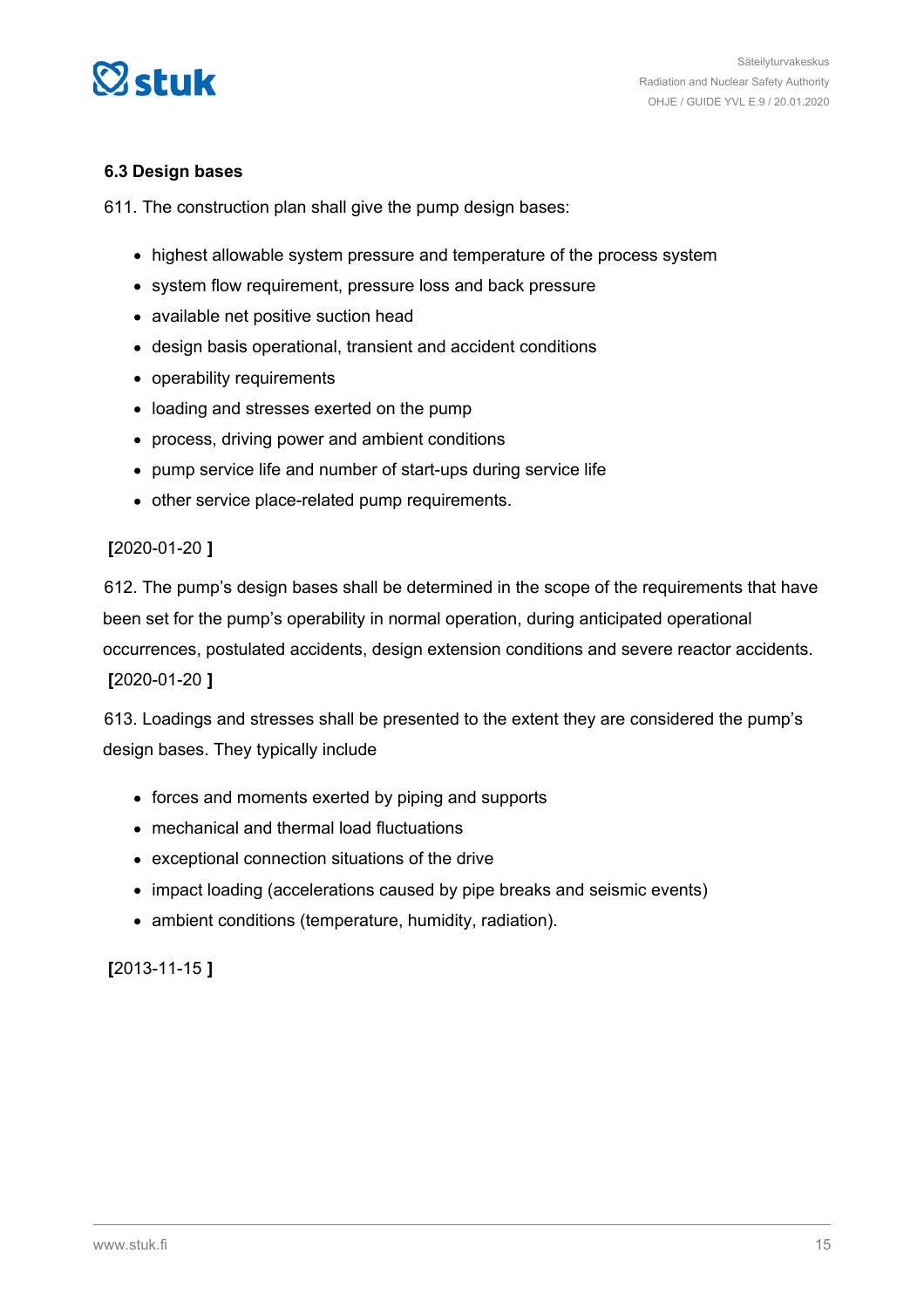### 6.3 Design bases

611. The construction plan shall give the pump design bases:

- highest allowable system pressure and temperature of the process system
- system flow requirement, pressure loss and back pressure
- available net positive suction head
- design basis operational, transient and accident conditions
- operability requirements
- loading and stresses exerted on the pump
- process, driving power and ambient conditions
- pump service life and number of start-ups during service life
- other service place-related pump requirements.

**[**2020-01-20 **]**

612. The pump's design bases shall be determined in the scope of the requirements that have been set for the pump's operability in normal operation, during anticipated operational occurrences, postulated accidents, design extension conditions and severe reactor accidents. **[**2020-01-20 **]**

613. Loadings and stresses shall be presented to the extent they are considered the pump's design bases. They typically include

- forces and moments exerted by piping and supports
- mechanical and thermal load fluctuations
- exceptional connection situations of the drive
- impact loading (accelerations caused by pipe breaks and seismic events)
- ambient conditions (temperature, humidity, radiation).

**[**2013-11-15 **]**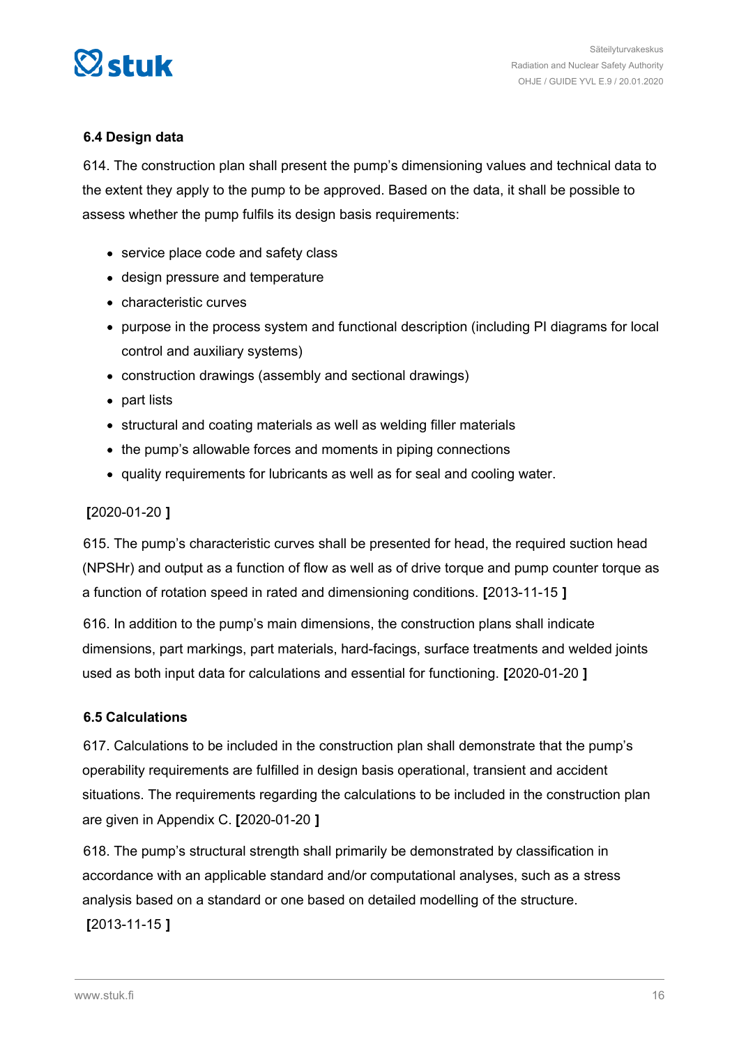### 6.4 Design data

614. The construction plan shall present the pump's dimensioning values and technical data to the extent they apply to the pump to be approved. Based on the data, it shall be possible to assess whether the pump fulfils its design basis requirements:

- service place code and safety class
- design pressure and temperature
- characteristic curves
- purpose in the process system and functional description (including PI diagrams for local control and auxiliary systems)
- construction drawings (assembly and sectional drawings)
- part lists
- structural and coating materials as well as welding filler materials
- the pump's allowable forces and moments in piping connections
- quality requirements for lubricants as well as for seal and cooling water.

**[**2020-01-20 **]**

615. The pump's characteristic curves shall be presented for head, the required suction head (NPSHr) and output as a function of flow as well as of drive torque and pump counter torque as a function of rotation speed in rated and dimensioning conditions. **[**2013-11-15 **]**

616. In addition to the pump's main dimensions, the construction plans shall indicate dimensions, part markings, part materials, hard-facings, surface treatments and welded joints used as both input data for calculations and essential for functioning. **[**2020-01-20 **]**

### 6.5 Calculations

617. Calculations to be included in the construction plan shall demonstrate that the pump's operability requirements are fulfilled in design basis operational, transient and accident situations. The requirements regarding the calculations to be included in the construction plan are given in Appendix C. **[**2020-01-20 **]**

618. The pump's structural strength shall primarily be demonstrated by classification in accordance with an applicable standard and/or computational analyses, such as a stress analysis based on a standard or one based on detailed modelling of the structure. **[**2013-11-15 **]**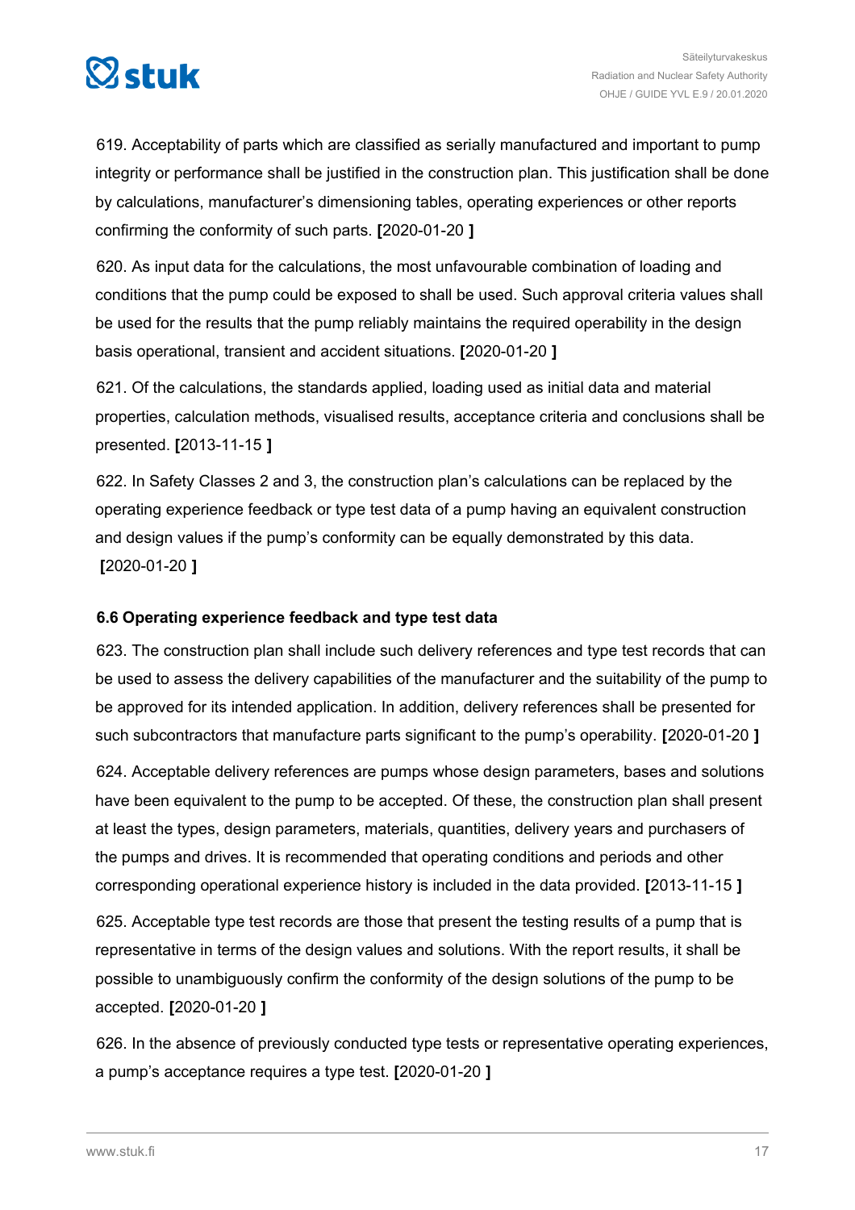619. Acceptability of parts which are classified as serially manufactured and important to pump integrity or performance shall be justified in the construction plan. This justification shall be done by calculations, manufacturer's dimensioning tables, operating experiences or other reports confirming the conformity of such parts. **[**2020-01-20 **]**

620. As input data for the calculations, the most unfavourable combination of loading and conditions that the pump could be exposed to shall be used. Such approval criteria values shall be used for the results that the pump reliably maintains the required operability in the design basis operational, transient and accident situations. **[**2020-01-20 **]**

621. Of the calculations, the standards applied, loading used as initial data and material properties, calculation methods, visualised results, acceptance criteria and conclusions shall be presented. **[**2013-11-15 **]**

622. In Safety Classes 2 and 3, the construction plan's calculations can be replaced by the operating experience feedback or type test data of a pump having an equivalent construction and design values if the pump's conformity can be equally demonstrated by this data. **[**2020-01-20 **]**

### 6.6 Operating experience feedback and type test data

623. The construction plan shall include such delivery references and type test records that can be used to assess the delivery capabilities of the manufacturer and the suitability of the pump to be approved for its intended application. In addition, delivery references shall be presented for such subcontractors that manufacture parts significant to the pump's operability. **[**2020-01-20 **]**

624. Acceptable delivery references are pumps whose design parameters, bases and solutions have been equivalent to the pump to be accepted. Of these, the construction plan shall present at least the types, design parameters, materials, quantities, delivery years and purchasers of the pumps and drives. It is recommended that operating conditions and periods and other corresponding operational experience history is included in the data provided. **[**2013-11-15 **]**

625. Acceptable type test records are those that present the testing results of a pump that is representative in terms of the design values and solutions. With the report results, it shall be possible to unambiguously confirm the conformity of the design solutions of the pump to be accepted. **[**2020-01-20 **]**

626. In the absence of previously conducted type tests or representative operating experiences, a pump's acceptance requires a type test. **[**2020-01-20 **]**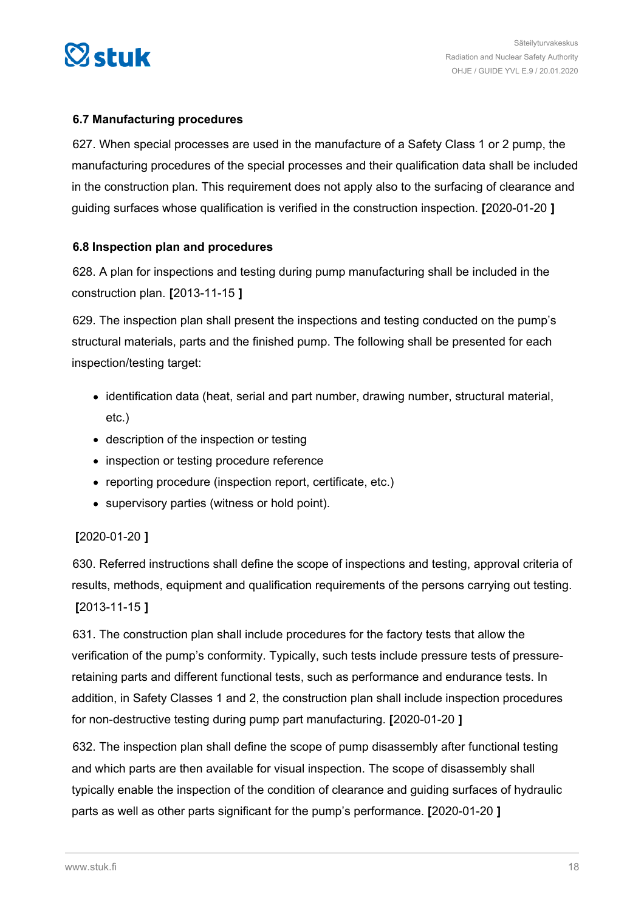### 6.7 Manufacturing procedures

627. When special processes are used in the manufacture of a Safety Class 1 or 2 pump, the manufacturing procedures of the special processes and their qualification data shall be included in the construction plan. This requirement does not apply also to the surfacing of clearance and guiding surfaces whose qualification is verified in the construction inspection. **[**2020-01-20 **]**

### 6.8 Inspection plan and procedures

628. A plan for inspections and testing during pump manufacturing shall be included in the construction plan. **[**2013-11-15 **]**

629. The inspection plan shall present the inspections and testing conducted on the pump's structural materials, parts and the finished pump. The following shall be presented for each inspection/testing target:

- identification data (heat, serial and part number, drawing number, structural material, etc.)
- description of the inspection or testing
- inspection or testing procedure reference
- reporting procedure (inspection report, certificate, etc.)
- supervisory parties (witness or hold point).

**[**2020-01-20 **]**

630. Referred instructions shall define the scope of inspections and testing, approval criteria of results, methods, equipment and qualification requirements of the persons carrying out testing. **[**2013-11-15 **]**

631. The construction plan shall include procedures for the factory tests that allow the verification of the pump's conformity. Typically, such tests include pressure tests of pressure-retaining parts and different functional tests, such as performance and endurance tests. In addition, in Safety Classes 1 and 2, the construction plan shall include inspection procedures for non-destructive testing during pump part manufacturing. **[**2020-01-20 **]**

632. The inspection plan shall define the scope of pump disassembly after functional testing and which parts are then available for visual inspection. The scope of disassembly shall typically enable the inspection of the condition of clearance and guiding surfaces of hydraulic parts as well as other parts significant for the pump's performance. **[**2020-01-20 **]**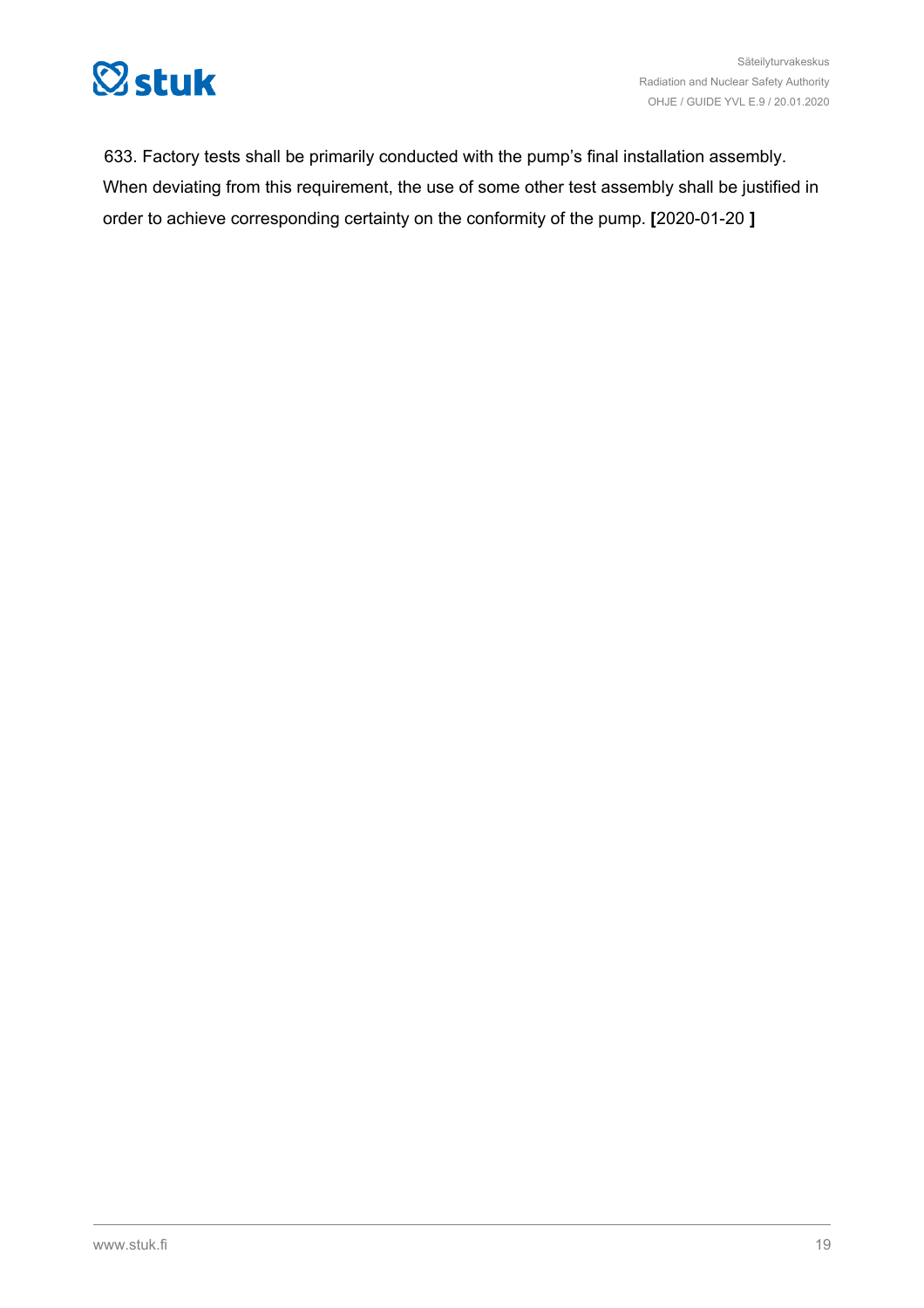633. Factory tests shall be primarily conducted with the pump's final installation assembly. When deviating from this requirement, the use of some other test assembly shall be justified in order to achieve corresponding certainty on the conformity of the pump. **[**2020-01-20 **]**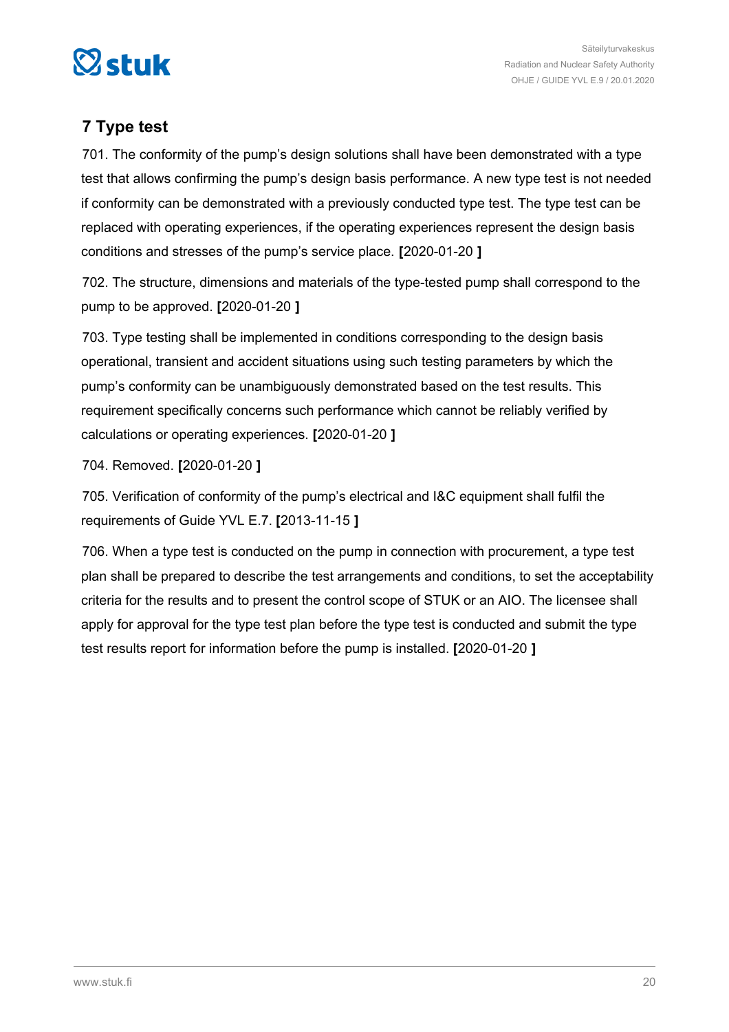## 7 Type test

701. The conformity of the pump's design solutions shall have been demonstrated with a type test that allows confirming the pump's design basis performance. A new type test is not needed if conformity can be demonstrated with a previously conducted type test. The type test can be replaced with operating experiences, if the operating experiences represent the design basis conditions and stresses of the pump's service place. **[**2020-01-20 **]**

702. The structure, dimensions and materials of the type-tested pump shall correspond to the pump to be approved. **[**2020-01-20 **]**

703. Type testing shall be implemented in conditions corresponding to the design basis operational, transient and accident situations using such testing parameters by which the pump's conformity can be unambiguously demonstrated based on the test results. This requirement specifically concerns such performance which cannot be reliably verified by calculations or operating experiences. **[**2020-01-20 **]**

704. Removed. **[**2020-01-20 **]**

705. Verification of conformity of the pump's electrical and I&C equipment shall fulfil the requirements of Guide YVL E.7. **[**2013-11-15 **]**

706. When a type test is conducted on the pump in connection with procurement, a type test plan shall be prepared to describe the test arrangements and conditions, to set the acceptability criteria for the results and to present the control scope of STUK or an AIO. The licensee shall apply for approval for the type test plan before the type test is conducted and submit the type test results report for information before the pump is installed. **[**2020-01-20 **]**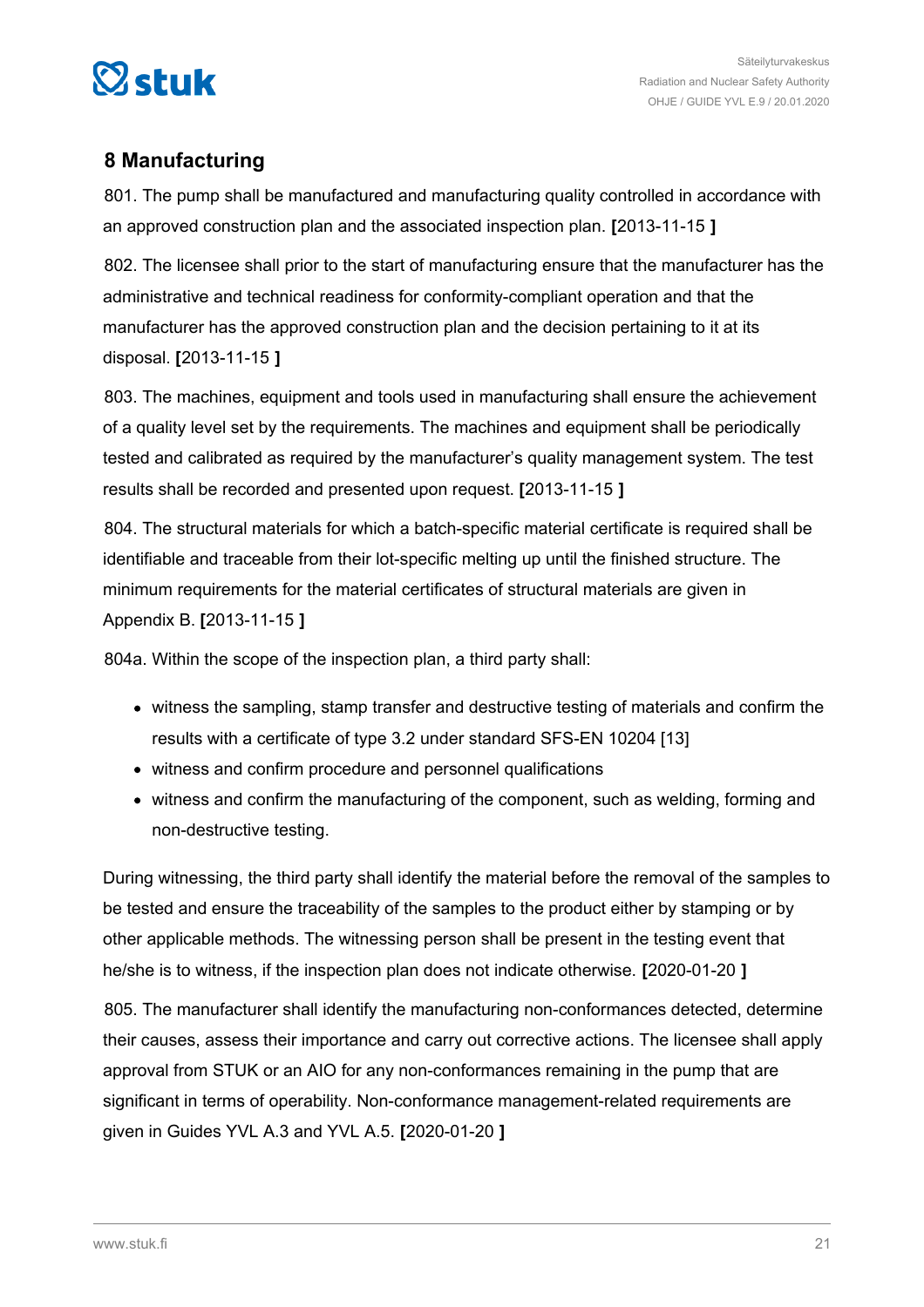## 8 Manufacturing

801. The pump shall be manufactured and manufacturing quality controlled in accordance with an approved construction plan and the associated inspection plan. **[**2013-11-15 **]**

802. The licensee shall prior to the start of manufacturing ensure that the manufacturer has the administrative and technical readiness for conformity-compliant operation and that the manufacturer has the approved construction plan and the decision pertaining to it at its disposal. **[**2013-11-15 **]**

803. The machines, equipment and tools used in manufacturing shall ensure the achievement of a quality level set by the requirements. The machines and equipment shall be periodically tested and calibrated as required by the manufacturer's quality management system. The test results shall be recorded and presented upon request. **[**2013-11-15 **]**

804. The structural materials for which a batch-specific material certificate is required shall be identifiable and traceable from their lot-specific melting up until the finished structure. The minimum requirements for the material certificates of structural materials are given in Appendix B. **[**2013-11-15 **]**

804a. Within the scope of the inspection plan, a third party shall:

- witness the sampling, stamp transfer and destructive testing of materials and confirm the results with a certificate of type 3.2 under standard SFS-EN 10204 [13]
- witness and confirm procedure and personnel qualifications
- witness and confirm the manufacturing of the component, such as welding, forming and non-destructive testing.

During witnessing, the third party shall identify the material before the removal of the samples to be tested and ensure the traceability of the samples to the product either by stamping or by other applicable methods. The witnessing person shall be present in the testing event that he/she is to witness, if the inspection plan does not indicate otherwise. **[**2020-01-20 **]**

805. The manufacturer shall identify the manufacturing non-conformances detected, determine their causes, assess their importance and carry out corrective actions. The licensee shall apply approval from STUK or an AIO for any non-conformances remaining in the pump that are significant in terms of operability. Non-conformance management-related requirements are given in Guides YVL A.3 and YVL A.5. **[**2020-01-20 **]**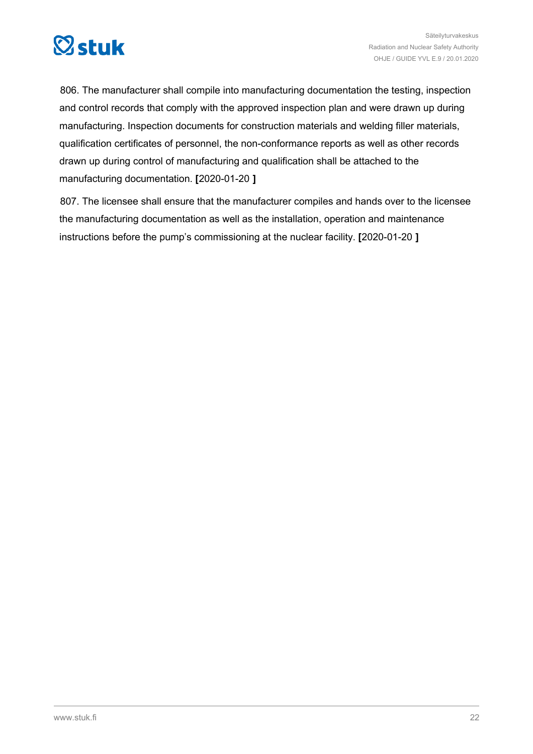806. The manufacturer shall compile into manufacturing documentation the testing, inspection and control records that comply with the approved inspection plan and were drawn up during manufacturing. Inspection documents for construction materials and welding filler materials, qualification certificates of personnel, the non-conformance reports as well as other records drawn up during control of manufacturing and qualification shall be attached to the manufacturing documentation. **[**2020-01-20 **]**

807. The licensee shall ensure that the manufacturer compiles and hands over to the licensee the manufacturing documentation as well as the installation, operation and maintenance instructions before the pump's commissioning at the nuclear facility. **[**2020-01-20 **]**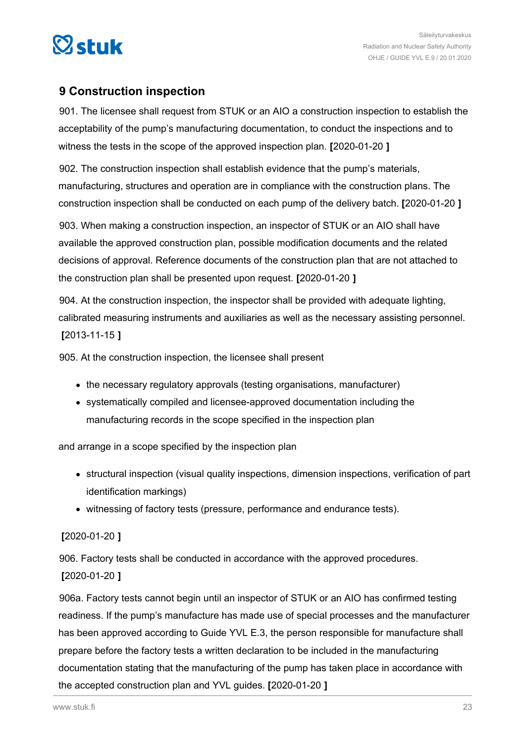## 9 Construction inspection

901. The licensee shall request from STUK or an AIO a construction inspection to establish the acceptability of the pump's manufacturing documentation, to conduct the inspections and to witness the tests in the scope of the approved inspection plan. **[**2020-01-20 **]**

902. The construction inspection shall establish evidence that the pump's materials, manufacturing, structures and operation are in compliance with the construction plans. The construction inspection shall be conducted on each pump of the delivery batch. **[**2020-01-20 **]**

903. When making a construction inspection, an inspector of STUK or an AIO shall have available the approved construction plan, possible modification documents and the related decisions of approval. Reference documents of the construction plan that are not attached to the construction plan shall be presented upon request. **[**2020-01-20 **]**

904. At the construction inspection, the inspector shall be provided with adequate lighting, calibrated measuring instruments and auxiliaries as well as the necessary assisting personnel. **[**2013-11-15 **]**

905. At the construction inspection, the licensee shall present

- the necessary regulatory approvals (testing organisations, manufacturer)
- systematically compiled and licensee-approved documentation including the manufacturing records in the scope specified in the inspection plan

and arrange in a scope specified by the inspection plan

- structural inspection (visual quality inspections, dimension inspections, verification of part identification markings)
- witnessing of factory tests (pressure, performance and endurance tests).

**[**2020-01-20 **]**

906. Factory tests shall be conducted in accordance with the approved procedures. **[**2020-01-20 **]**

906a. Factory tests cannot begin until an inspector of STUK or an AIO has confirmed testing readiness. If the pump's manufacture has made use of special processes and the manufacturer has been approved according to Guide YVL E.3, the person responsible for manufacture shall prepare before the factory tests a written declaration to be included in the manufacturing documentation stating that the manufacturing of the pump has taken place in accordance with the accepted construction plan and YVL guides. **[**2020-01-20 **]**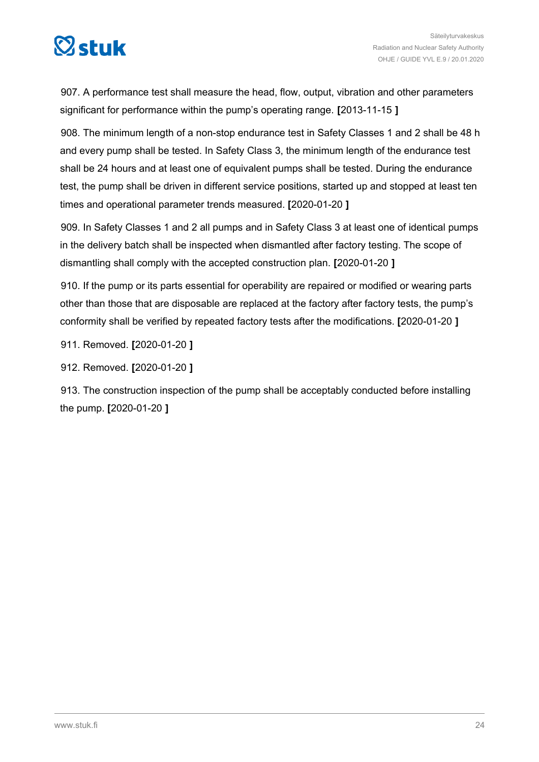907. A performance test shall measure the head, flow, output, vibration and other parameters significant for performance within the pump's operating range. **[**2013-11-15 **]**

908. The minimum length of a non-stop endurance test in Safety Classes 1 and 2 shall be 48 h and every pump shall be tested. In Safety Class 3, the minimum length of the endurance test shall be 24 hours and at least one of equivalent pumps shall be tested. During the endurance test, the pump shall be driven in different service positions, started up and stopped at least ten times and operational parameter trends measured. **[**2020-01-20 **]**

909. In Safety Classes 1 and 2 all pumps and in Safety Class 3 at least one of identical pumps in the delivery batch shall be inspected when dismantled after factory testing. The scope of dismantling shall comply with the accepted construction plan. **[**2020-01-20 **]**

910. If the pump or its parts essential for operability are repaired or modified or wearing parts other than those that are disposable are replaced at the factory after factory tests, the pump's conformity shall be verified by repeated factory tests after the modifications. **[**2020-01-20 **]**

911. Removed. **[**2020-01-20 **]**

912. Removed. **[**2020-01-20 **]**

913. The construction inspection of the pump shall be acceptably conducted before installing the pump. **[**2020-01-20 **]**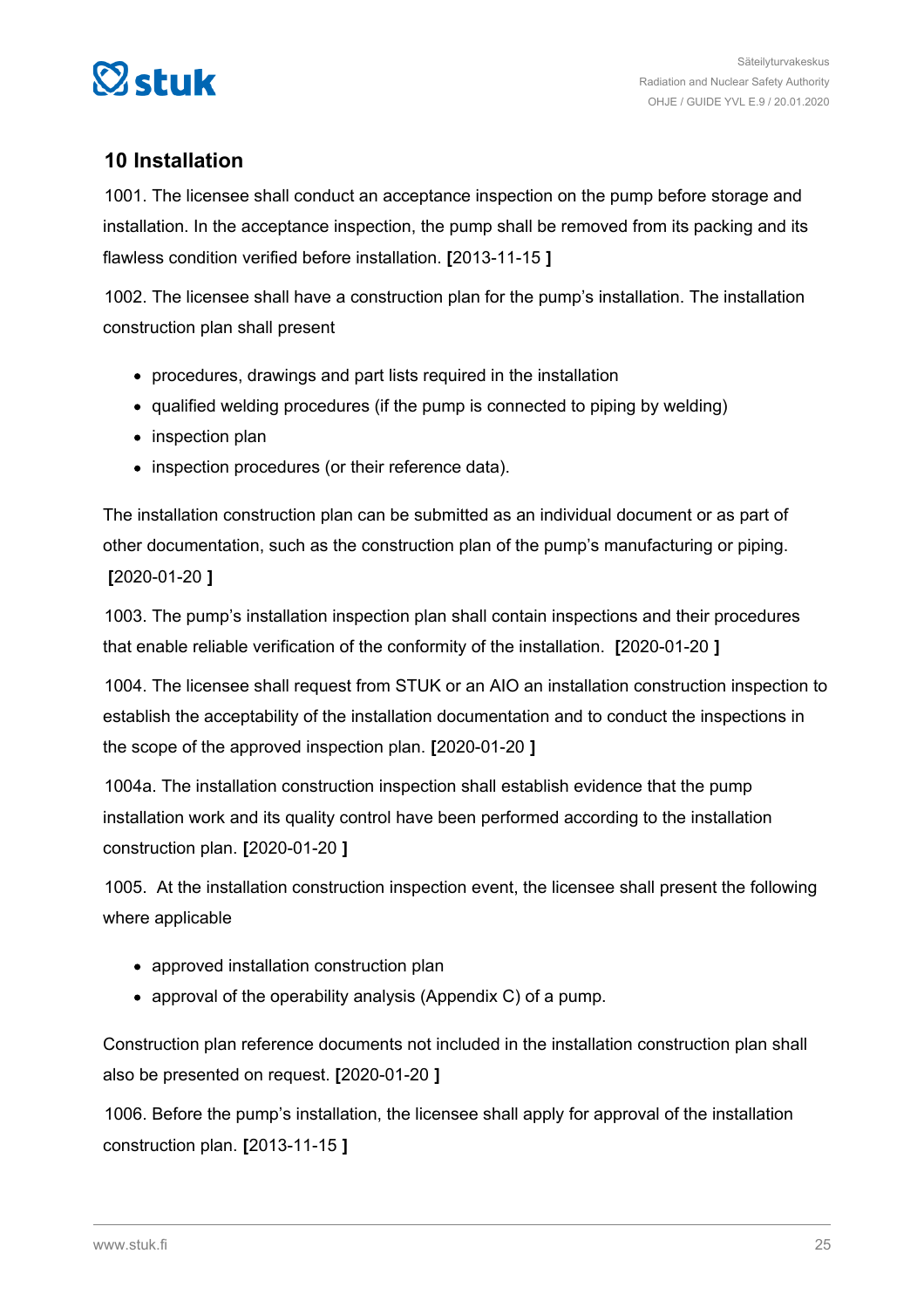## 10 Installation

1001. The licensee shall conduct an acceptance inspection on the pump before storage and installation. In the acceptance inspection, the pump shall be removed from its packing and its flawless condition verified before installation. **[**2013-11-15 **]**

1002. The licensee shall have a construction plan for the pump's installation. The installation construction plan shall present

- procedures, drawings and part lists required in the installation
- qualified welding procedures (if the pump is connected to piping by welding)
- inspection plan
- inspection procedures (or their reference data).

The installation construction plan can be submitted as an individual document or as part of other documentation, such as the construction plan of the pump's manufacturing or piping. **[**2020-01-20 **]**

1003. The pump's installation inspection plan shall contain inspections and their procedures that enable reliable verification of the conformity of the installation. **[**2020-01-20 **]**

1004. The licensee shall request from STUK or an AIO an installation construction inspection to establish the acceptability of the installation documentation and to conduct the inspections in the scope of the approved inspection plan. **[**2020-01-20 **]**

1004a. The installation construction inspection shall establish evidence that the pump installation work and its quality control have been performed according to the installation construction plan. **[**2020-01-20 **]**

1005. At the installation construction inspection event, the licensee shall present the following where applicable

- approved installation construction plan
- approval of the operability analysis (Appendix C) of a pump.

Construction plan reference documents not included in the installation construction plan shall also be presented on request. **[**2020-01-20 **]**

1006. Before the pump's installation, the licensee shall apply for approval of the installation construction plan. **[**2013-11-15 **]**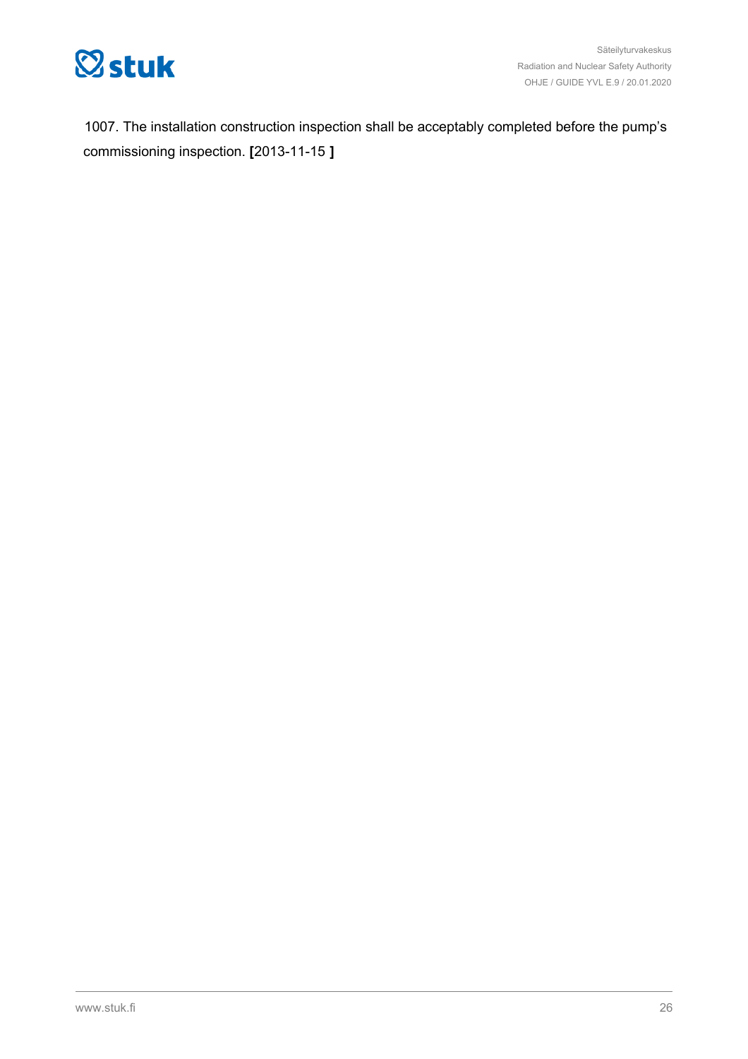1007. The installation construction inspection shall be acceptably completed before the pump's commissioning inspection. **[**2013-11-15 **]**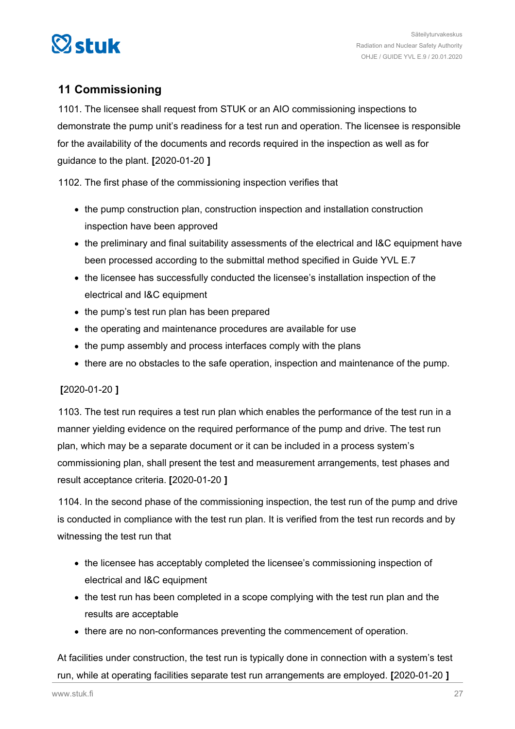## 11 Commissioning

1101. The licensee shall request from STUK or an AIO commissioning inspections to demonstrate the pump unit's readiness for a test run and operation. The licensee is responsible for the availability of the documents and records required in the inspection as well as for guidance to the plant. **[**2020-01-20 **]**

1102. The first phase of the commissioning inspection verifies that

- the pump construction plan, construction inspection and installation construction inspection have been approved
- the preliminary and final suitability assessments of the electrical and I&C equipment have been processed according to the submittal method specified in Guide YVL E.7
- the licensee has successfully conducted the licensee's installation inspection of the electrical and I&C equipment
- the pump's test run plan has been prepared
- the operating and maintenance procedures are available for use
- the pump assembly and process interfaces comply with the plans
- there are no obstacles to the safe operation, inspection and maintenance of the pump.

**[**2020-01-20 **]**

1103. The test run requires a test run plan which enables the performance of the test run in a manner yielding evidence on the required performance of the pump and drive. The test run plan, which may be a separate document or it can be included in a process system's commissioning plan, shall present the test and measurement arrangements, test phases and result acceptance criteria. **[**2020-01-20 **]**

1104. In the second phase of the commissioning inspection, the test run of the pump and drive is conducted in compliance with the test run plan. It is verified from the test run records and by witnessing the test run that

- the licensee has acceptably completed the licensee's commissioning inspection of electrical and I&C equipment
- the test run has been completed in a scope complying with the test run plan and the results are acceptable
- there are no non-conformances preventing the commencement of operation.

At facilities under construction, the test run is typically done in connection with a system's test run, while at operating facilities separate test run arrangements are employed. **[**2020-01-20 **]**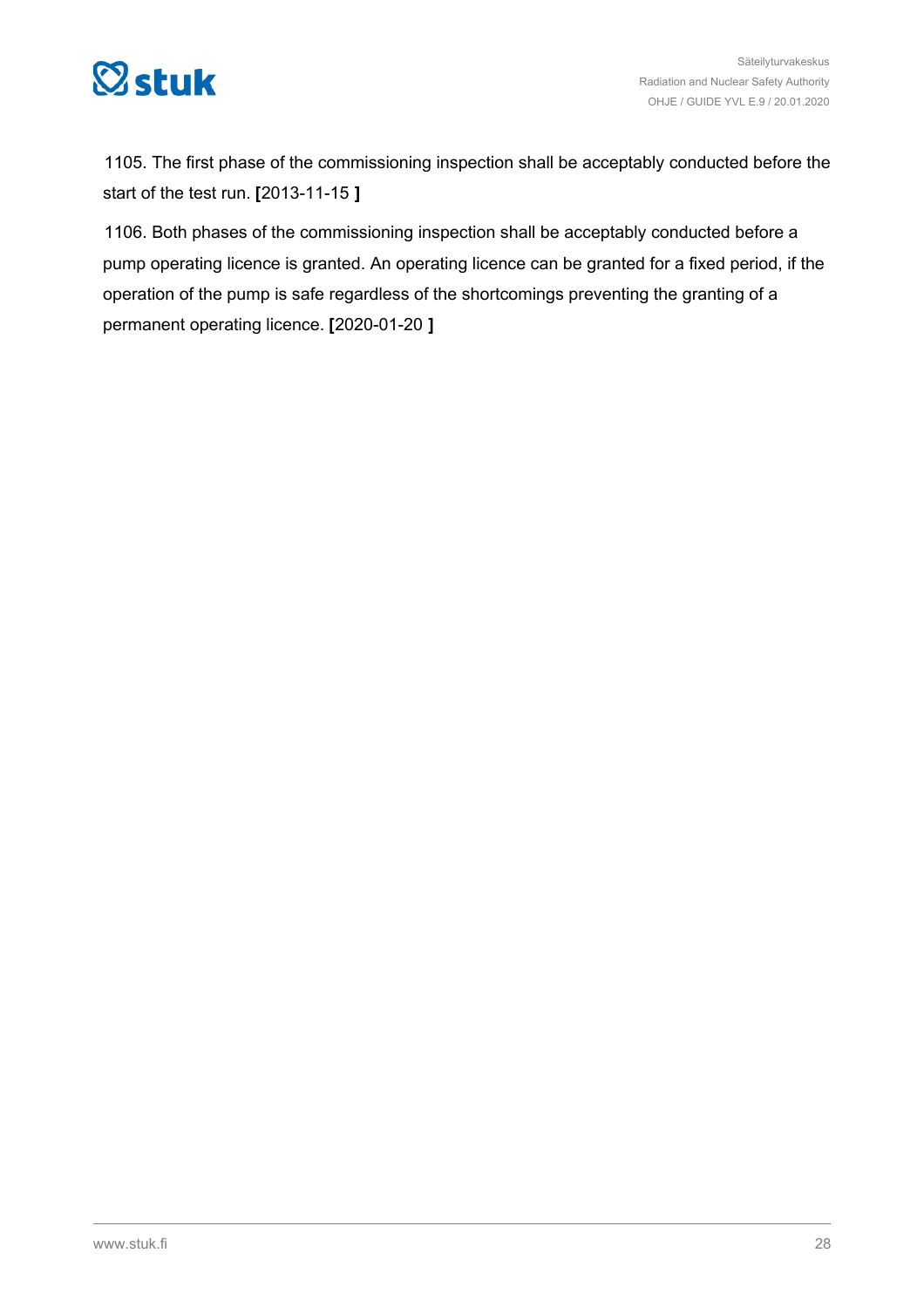1105. The first phase of the commissioning inspection shall be acceptably conducted before the start of the test run. **[**2013-11-15 **]**

1106. Both phases of the commissioning inspection shall be acceptably conducted before a pump operating licence is granted. An operating licence can be granted for a fixed period, if the operation of the pump is safe regardless of the shortcomings preventing the granting of a permanent operating licence. **[**2020-01-20 **]**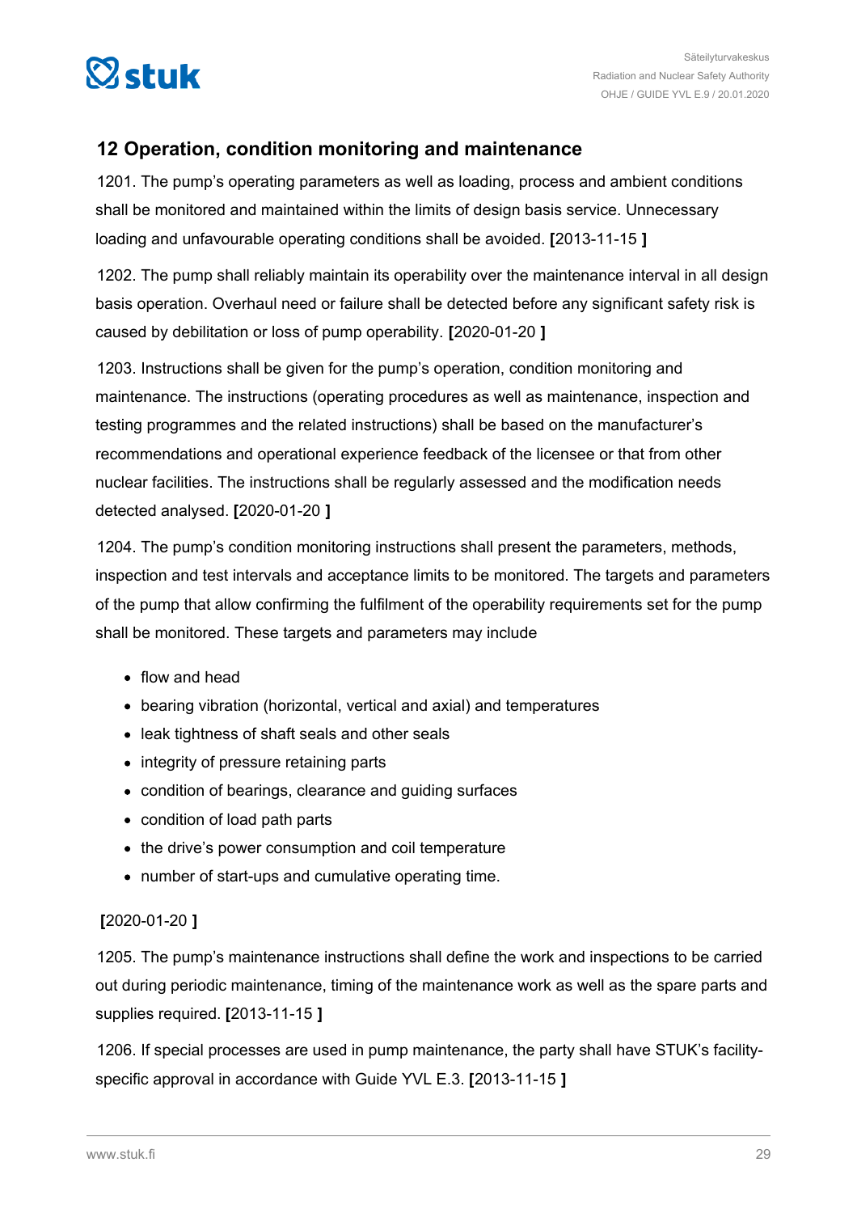## 12 Operation, condition monitoring and maintenance

1201. The pump's operating parameters as well as loading, process and ambient conditions shall be monitored and maintained within the limits of design basis service. Unnecessary loading and unfavourable operating conditions shall be avoided. **[**2013-11-15 **]**

1202. The pump shall reliably maintain its operability over the maintenance interval in all design basis operation. Overhaul need or failure shall be detected before any significant safety risk is caused by debilitation or loss of pump operability. **[**2020-01-20 **]**

1203. Instructions shall be given for the pump's operation, condition monitoring and maintenance. The instructions (operating procedures as well as maintenance, inspection and testing programmes and the related instructions) shall be based on the manufacturer's recommendations and operational experience feedback of the licensee or that from other nuclear facilities. The instructions shall be regularly assessed and the modification needs detected analysed. **[**2020-01-20 **]**

1204. The pump's condition monitoring instructions shall present the parameters, methods, inspection and test intervals and acceptance limits to be monitored. The targets and parameters of the pump that allow confirming the fulfilment of the operability requirements set for the pump shall be monitored. These targets and parameters may include

- flow and head
- bearing vibration (horizontal, vertical and axial) and temperatures
- leak tightness of shaft seals and other seals
- integrity of pressure retaining parts
- condition of bearings, clearance and guiding surfaces
- condition of load path parts
- the drive's power consumption and coil temperature
- number of start-ups and cumulative operating time.

**[**2020-01-20 **]**

1205. The pump's maintenance instructions shall define the work and inspections to be carried out during periodic maintenance, timing of the maintenance work as well as the spare parts and supplies required. **[**2013-11-15 **]**

1206. If special processes are used in pump maintenance, the party shall have STUK's facility-specific approval in accordance with Guide YVL E.3. **[**2013-11-15 **]**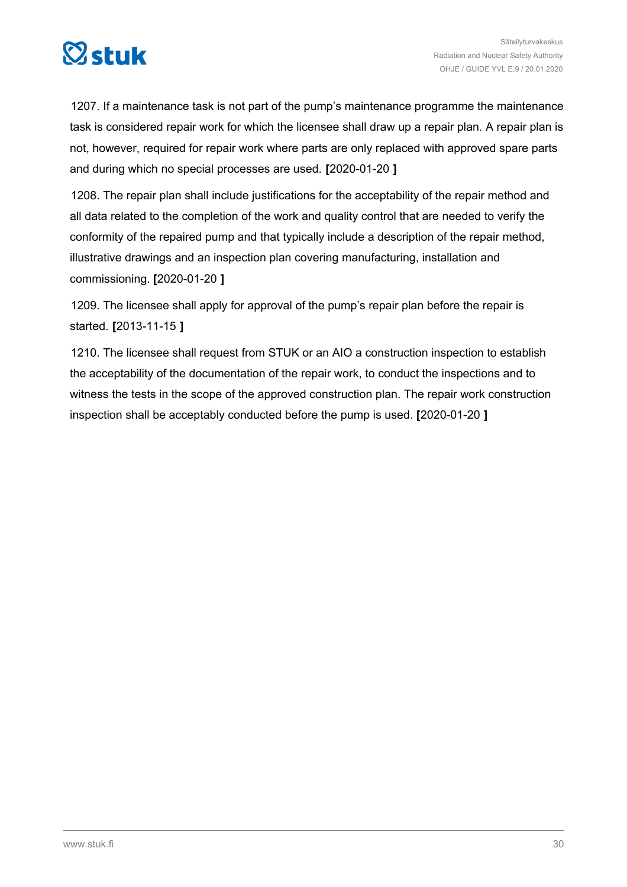1207. If a maintenance task is not part of the pump's maintenance programme the maintenance task is considered repair work for which the licensee shall draw up a repair plan. A repair plan is not, however, required for repair work where parts are only replaced with approved spare parts and during which no special processes are used. **[**2020-01-20 **]**

1208. The repair plan shall include justifications for the acceptability of the repair method and all data related to the completion of the work and quality control that are needed to verify the conformity of the repaired pump and that typically include a description of the repair method, illustrative drawings and an inspection plan covering manufacturing, installation and commissioning. **[**2020-01-20 **]**

1209. The licensee shall apply for approval of the pump's repair plan before the repair is started. **[**2013-11-15 **]**

1210. The licensee shall request from STUK or an AIO a construction inspection to establish the acceptability of the documentation of the repair work, to conduct the inspections and to witness the tests in the scope of the approved construction plan. The repair work construction inspection shall be acceptably conducted before the pump is used. **[**2020-01-20 **]**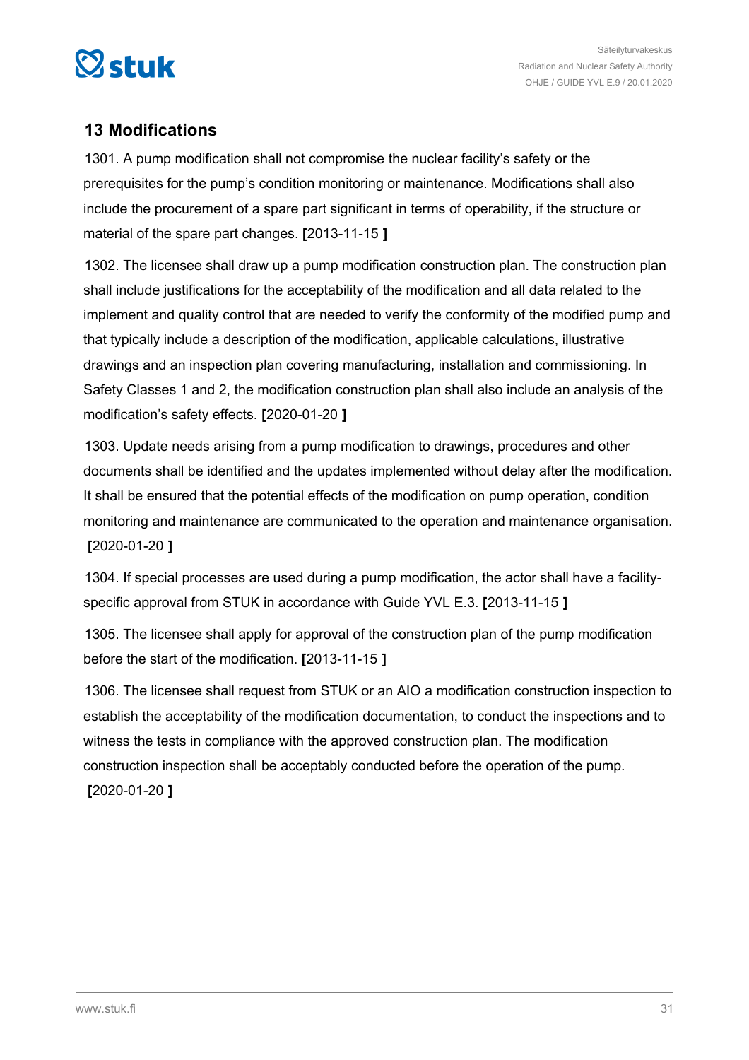## 13 Modifications

1301. A pump modification shall not compromise the nuclear facility's safety or the prerequisites for the pump's condition monitoring or maintenance. Modifications shall also include the procurement of a spare part significant in terms of operability, if the structure or material of the spare part changes. **[**2013-11-15 **]**

1302. The licensee shall draw up a pump modification construction plan. The construction plan shall include justifications for the acceptability of the modification and all data related to the implement and quality control that are needed to verify the conformity of the modified pump and that typically include a description of the modification, applicable calculations, illustrative drawings and an inspection plan covering manufacturing, installation and commissioning. In Safety Classes 1 and 2, the modification construction plan shall also include an analysis of the modification's safety effects. **[**2020-01-20 **]**

1303. Update needs arising from a pump modification to drawings, procedures and other documents shall be identified and the updates implemented without delay after the modification. It shall be ensured that the potential effects of the modification on pump operation, condition monitoring and maintenance are communicated to the operation and maintenance organisation. **[**2020-01-20 **]**

1304. If special processes are used during a pump modification, the actor shall have a facility-specific approval from STUK in accordance with Guide YVL E.3. **[**2013-11-15 **]**

1305. The licensee shall apply for approval of the construction plan of the pump modification before the start of the modification. **[**2013-11-15 **]**

1306. The licensee shall request from STUK or an AIO a modification construction inspection to establish the acceptability of the modification documentation, to conduct the inspections and to witness the tests in compliance with the approved construction plan. The modification construction inspection shall be acceptably conducted before the operation of the pump. **[**2020-01-20 **]**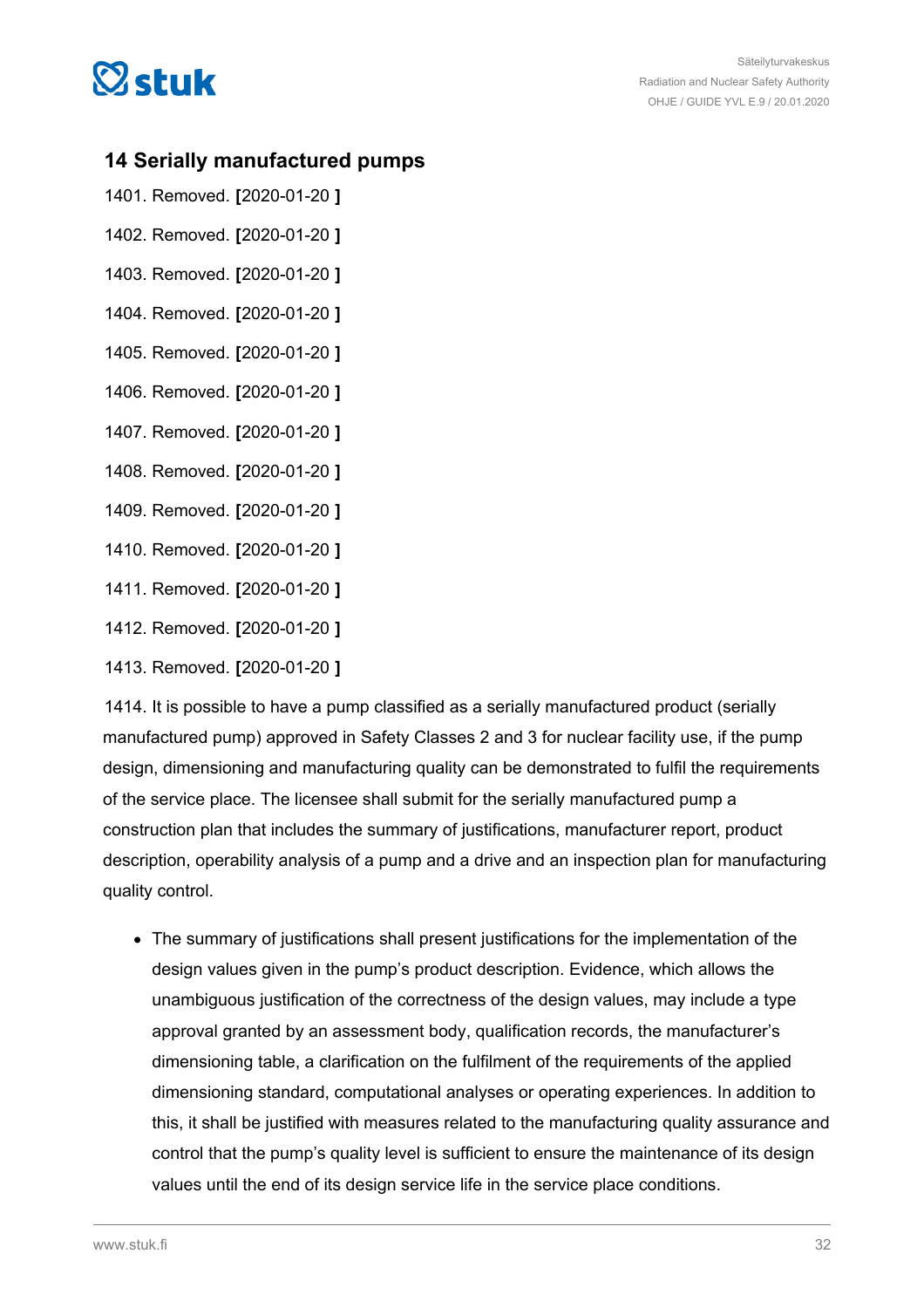## 14 Serially manufactured pumps

1401. Removed. **[**2020-01-20 **]**

1402. Removed. **[**2020-01-20 **]**

1403. Removed. **[**2020-01-20 **]**

1404. Removed. **[**2020-01-20 **]**

1405. Removed. **[**2020-01-20 **]**

1406. Removed. **[**2020-01-20 **]**

1407. Removed. **[**2020-01-20 **]**

1408. Removed. **[**2020-01-20 **]**

1409. Removed. **[**2020-01-20 **]**

1410. Removed. **[**2020-01-20 **]**

1411. Removed. **[**2020-01-20 **]**

1412. Removed. **[**2020-01-20 **]**

1413. Removed. **[**2020-01-20 **]**

1414. It is possible to have a pump classified as a serially manufactured product (serially manufactured pump) approved in Safety Classes 2 and 3 for nuclear facility use, if the pump design, dimensioning and manufacturing quality can be demonstrated to fulfil the requirements of the service place. The licensee shall submit for the serially manufactured pump a construction plan that includes the summary of justifications, manufacturer report, product description, operability analysis of a pump and a drive and an inspection plan for manufacturing quality control.

- The summary of justifications shall present justifications for the implementation of the design values given in the pump's product description. Evidence, which allows the unambiguous justification of the correctness of the design values, may include a type approval granted by an assessment body, qualification records, the manufacturer's dimensioning table, a clarification on the fulfilment of the requirements of the applied dimensioning standard, computational analyses or operating experiences. In addition to this, it shall be justified with measures related to the manufacturing quality assurance and control that the pump's quality level is sufficient to ensure the maintenance of its design values until the end of its design service life in the service place conditions.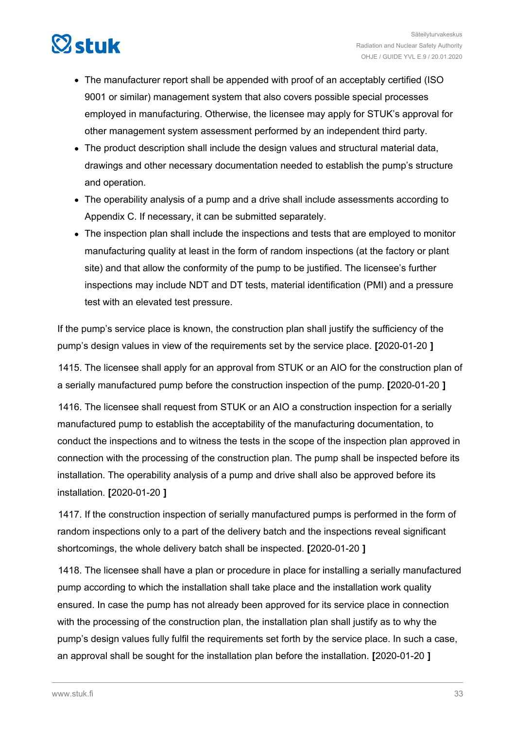- The manufacturer report shall be appended with proof of an acceptably certified (ISO 9001 or similar) management system that also covers possible special processes employed in manufacturing. Otherwise, the licensee may apply for STUK's approval for other management system assessment performed by an independent third party.
- The product description shall include the design values and structural material data, drawings and other necessary documentation needed to establish the pump's structure and operation.
- The operability analysis of a pump and a drive shall include assessments according to Appendix C. If necessary, it can be submitted separately.
- The inspection plan shall include the inspections and tests that are employed to monitor manufacturing quality at least in the form of random inspections (at the factory or plant site) and that allow the conformity of the pump to be justified. The licensee's further inspections may include NDT and DT tests, material identification (PMI) and a pressure test with an elevated test pressure.

If the pump's service place is known, the construction plan shall justify the sufficiency of the pump's design values in view of the requirements set by the service place. **[**2020-01-20 **]**

1415. The licensee shall apply for an approval from STUK or an AIO for the construction plan of a serially manufactured pump before the construction inspection of the pump. **[**2020-01-20 **]**

1416. The licensee shall request from STUK or an AIO a construction inspection for a serially manufactured pump to establish the acceptability of the manufacturing documentation, to conduct the inspections and to witness the tests in the scope of the inspection plan approved in connection with the processing of the construction plan. The pump shall be inspected before its installation. The operability analysis of a pump and drive shall also be approved before its installation. **[**2020-01-20 **]**

1417. If the construction inspection of serially manufactured pumps is performed in the form of random inspections only to a part of the delivery batch and the inspections reveal significant shortcomings, the whole delivery batch shall be inspected. **[**2020-01-20 **]**

1418. The licensee shall have a plan or procedure in place for installing a serially manufactured pump according to which the installation shall take place and the installation work quality ensured. In case the pump has not already been approved for its service place in connection with the processing of the construction plan, the installation plan shall justify as to why the pump's design values fully fulfil the requirements set forth by the service place. In such a case, an approval shall be sought for the installation plan before the installation. **[**2020-01-20 **]**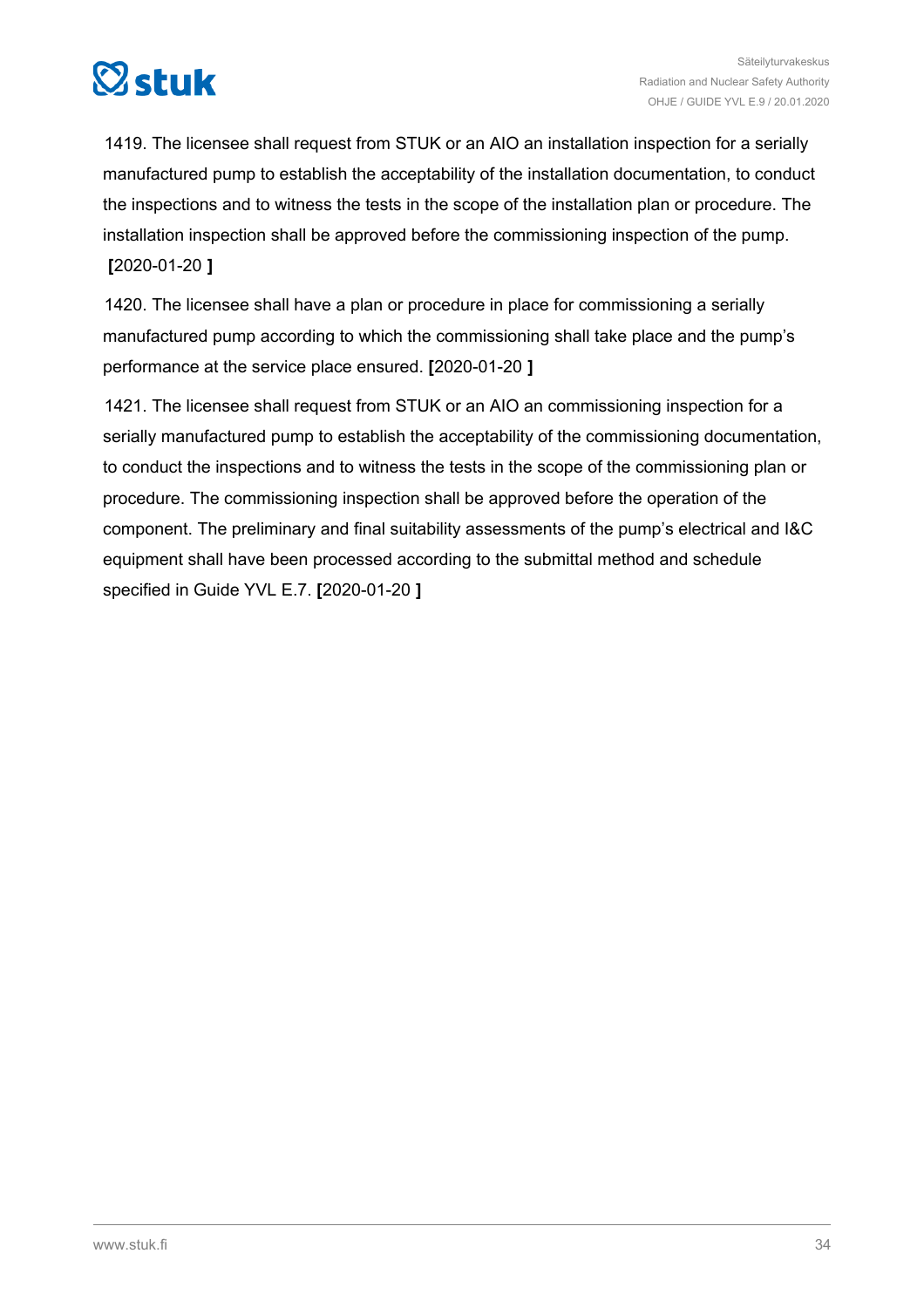1419. The licensee shall request from STUK or an AIO an installation inspection for a serially manufactured pump to establish the acceptability of the installation documentation, to conduct the inspections and to witness the tests in the scope of the installation plan or procedure. The installation inspection shall be approved before the commissioning inspection of the pump. **[**2020-01-20 **]**

1420. The licensee shall have a plan or procedure in place for commissioning a serially manufactured pump according to which the commissioning shall take place and the pump's performance at the service place ensured. **[**2020-01-20 **]**

1421. The licensee shall request from STUK or an AIO an commissioning inspection for a serially manufactured pump to establish the acceptability of the commissioning documentation, to conduct the inspections and to witness the tests in the scope of the commissioning plan or procedure. The commissioning inspection shall be approved before the operation of the component. The preliminary and final suitability assessments of the pump's electrical and I&C equipment shall have been processed according to the submittal method and schedule specified in Guide YVL E.7. **[**2020-01-20 **]**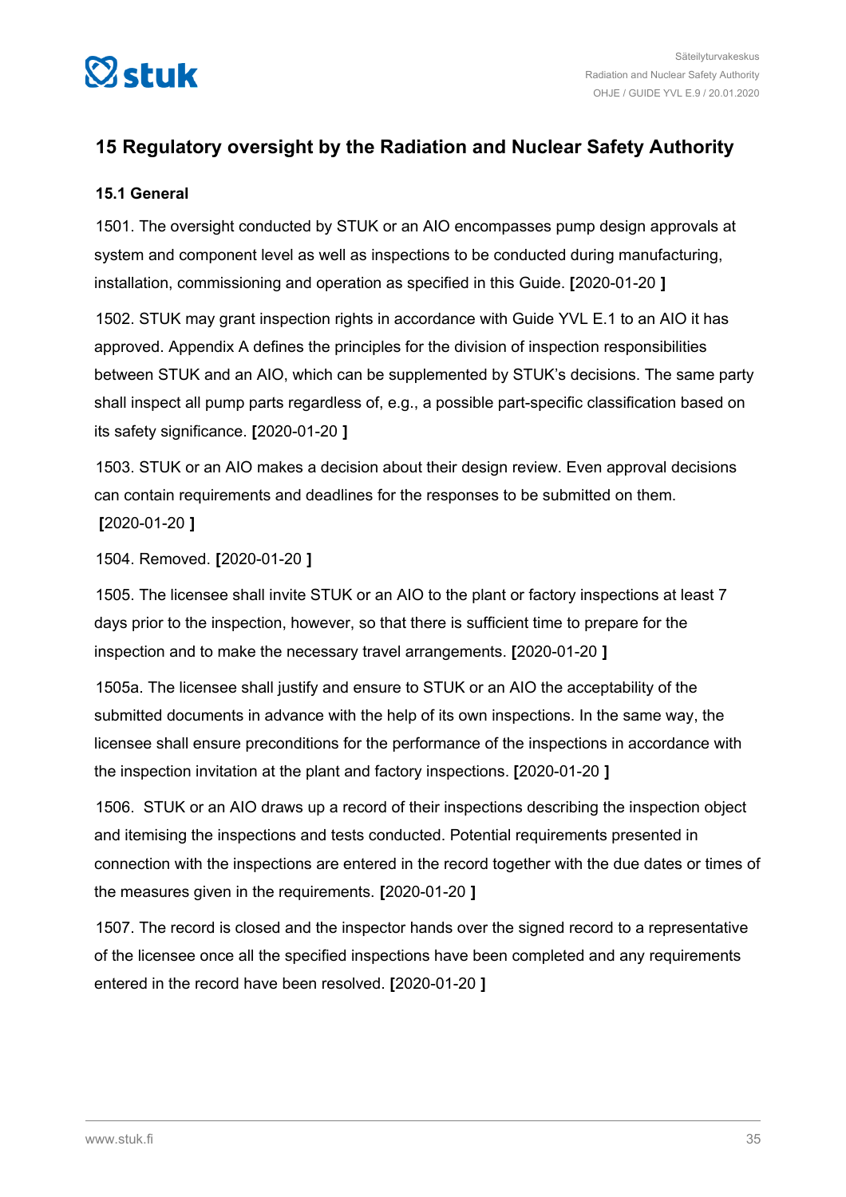## 15 Regulatory oversight by the Radiation and Nuclear Safety Authority

### 15.1 General

1501. The oversight conducted by STUK or an AIO encompasses pump design approvals at system and component level as well as inspections to be conducted during manufacturing, installation, commissioning and operation as specified in this Guide. **[**2020-01-20 **]**

1502. STUK may grant inspection rights in accordance with Guide YVL E.1 to an AIO it has approved. Appendix A defines the principles for the division of inspection responsibilities between STUK and an AIO, which can be supplemented by STUK's decisions. The same party shall inspect all pump parts regardless of, e.g., a possible part-specific classification based on its safety significance. **[**2020-01-20 **]**

1503. STUK or an AIO makes a decision about their design review. Even approval decisions can contain requirements and deadlines for the responses to be submitted on them. **[**2020-01-20 **]**

1504. Removed. **[**2020-01-20 **]**

1505. The licensee shall invite STUK or an AIO to the plant or factory inspections at least 7 days prior to the inspection, however, so that there is sufficient time to prepare for the inspection and to make the necessary travel arrangements. **[**2020-01-20 **]**

1505a. The licensee shall justify and ensure to STUK or an AIO the acceptability of the submitted documents in advance with the help of its own inspections. In the same way, the licensee shall ensure preconditions for the performance of the inspections in accordance with the inspection invitation at the plant and factory inspections. **[**2020-01-20 **]**

1506. STUK or an AIO draws up a record of their inspections describing the inspection object and itemising the inspections and tests conducted. Potential requirements presented in connection with the inspections are entered in the record together with the due dates or times of the measures given in the requirements. **[**2020-01-20 **]**

1507. The record is closed and the inspector hands over the signed record to a representative of the licensee once all the specified inspections have been completed and any requirements entered in the record have been resolved. **[**2020-01-20 **]**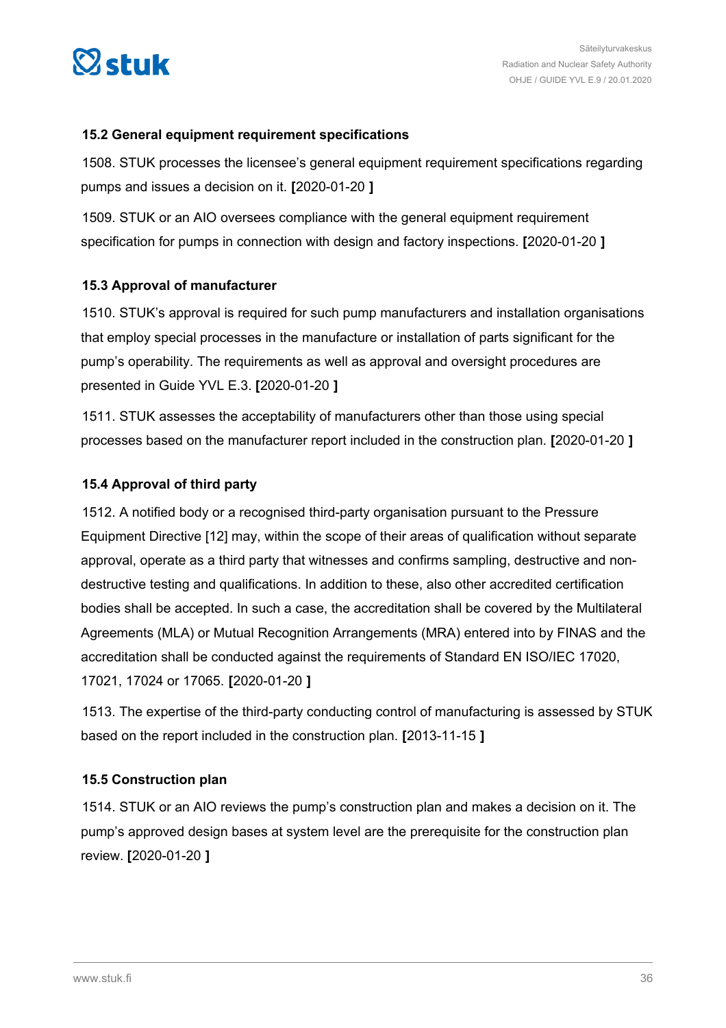### 15.2 General equipment requirement specifications

1508. STUK processes the licensee's general equipment requirement specifications regarding pumps and issues a decision on it. **[**2020-01-20 **]**

1509. STUK or an AIO oversees compliance with the general equipment requirement specification for pumps in connection with design and factory inspections. **[**2020-01-20 **]**

### 15.3 Approval of manufacturer

1510. STUK's approval is required for such pump manufacturers and installation organisations that employ special processes in the manufacture or installation of parts significant for the pump's operability. The requirements as well as approval and oversight procedures are presented in Guide YVL E.3. **[**2020-01-20 **]**

1511. STUK assesses the acceptability of manufacturers other than those using special processes based on the manufacturer report included in the construction plan. **[**2020-01-20 **]**

### 15.4 Approval of third party

1512. A notified body or a recognised third-party organisation pursuant to the Pressure Equipment Directive [12] may, within the scope of their areas of qualification without separate approval, operate as a third party that witnesses and confirms sampling, destructive and non-destructive testing and qualifications. In addition to these, also other accredited certification bodies shall be accepted. In such a case, the accreditation shall be covered by the Multilateral Agreements (MLA) or Mutual Recognition Arrangements (MRA) entered into by FINAS and the accreditation shall be conducted against the requirements of Standard EN ISO/IEC 17020, 17021, 17024 or 17065. **[**2020-01-20 **]**

1513. The expertise of the third-party conducting control of manufacturing is assessed by STUK based on the report included in the construction plan. **[**2013-11-15 **]**

### 15.5 Construction plan

1514. STUK or an AIO reviews the pump's construction plan and makes a decision on it. The pump's approved design bases at system level are the prerequisite for the construction plan review. **[**2020-01-20 **]**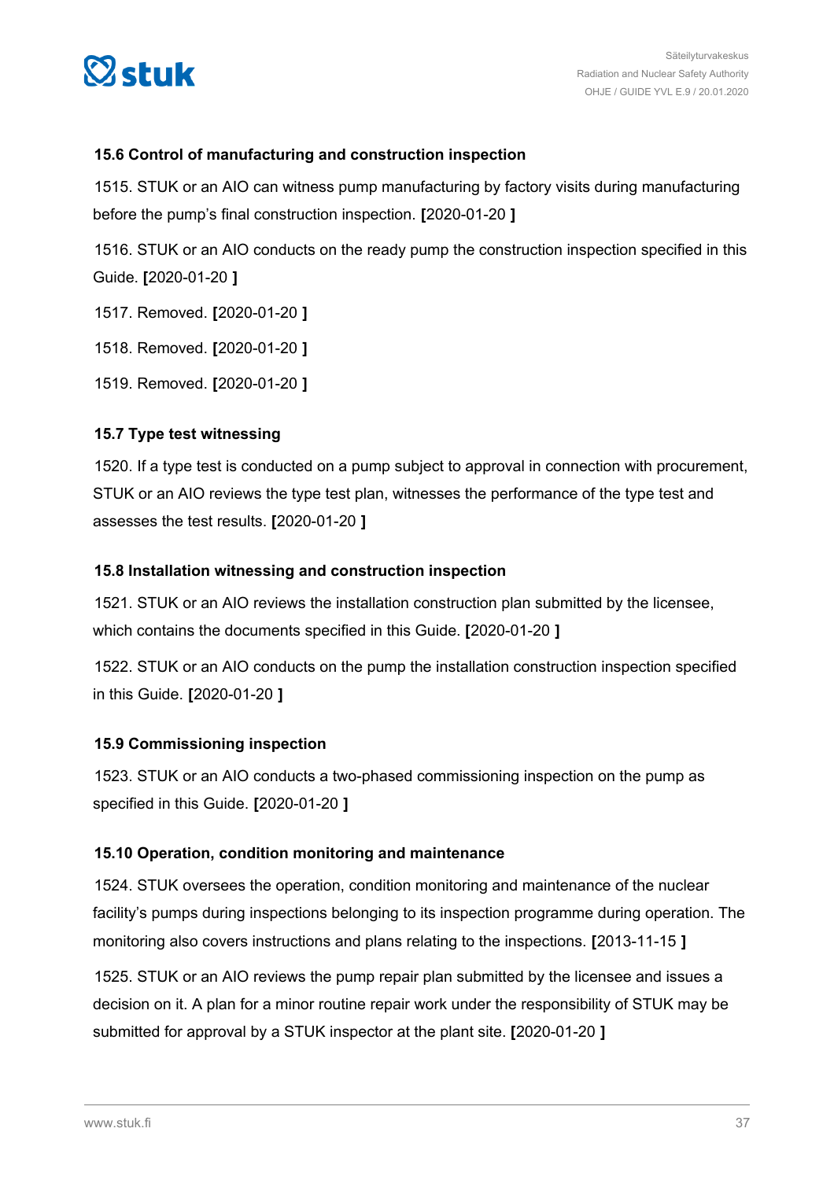### 15.6 Control of manufacturing and construction inspection

1515. STUK or an AIO can witness pump manufacturing by factory visits during manufacturing before the pump's final construction inspection. **[**2020-01-20 **]**

1516. STUK or an AIO conducts on the ready pump the construction inspection specified in this Guide. **[**2020-01-20 **]**

1517. Removed. **[**2020-01-20 **]**

1518. Removed. **[**2020-01-20 **]**

1519. Removed. **[**2020-01-20 **]**

### 15.7 Type test witnessing

1520. If a type test is conducted on a pump subject to approval in connection with procurement, STUK or an AIO reviews the type test plan, witnesses the performance of the type test and assesses the test results. **[**2020-01-20 **]**

### 15.8 Installation witnessing and construction inspection

1521. STUK or an AIO reviews the installation construction plan submitted by the licensee, which contains the documents specified in this Guide. **[**2020-01-20 **]**

1522. STUK or an AIO conducts on the pump the installation construction inspection specified in this Guide. **[**2020-01-20 **]**

### 15.9 Commissioning inspection

1523. STUK or an AIO conducts a two-phased commissioning inspection on the pump as specified in this Guide. **[**2020-01-20 **]**

### 15.10 Operation, condition monitoring and maintenance

1524. STUK oversees the operation, condition monitoring and maintenance of the nuclear facility's pumps during inspections belonging to its inspection programme during operation. The monitoring also covers instructions and plans relating to the inspections. **[**2013-11-15 **]**

1525. STUK or an AIO reviews the pump repair plan submitted by the licensee and issues a decision on it. A plan for a minor routine repair work under the responsibility of STUK may be submitted for approval by a STUK inspector at the plant site. **[**2020-01-20 **]**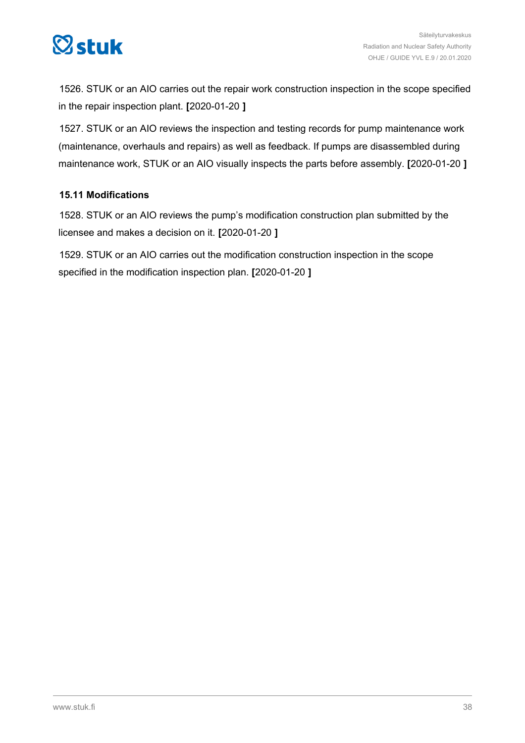1526. STUK or an AIO carries out the repair work construction inspection in the scope specified in the repair inspection plant. **[**2020-01-20 **]**

1527. STUK or an AIO reviews the inspection and testing records for pump maintenance work (maintenance, overhauls and repairs) as well as feedback. If pumps are disassembled during maintenance work, STUK or an AIO visually inspects the parts before assembly. **[**2020-01-20 **]**

### 15.11 Modifications

1528. STUK or an AIO reviews the pump's modification construction plan submitted by the licensee and makes a decision on it. **[**2020-01-20 **]**

1529. STUK or an AIO carries out the modification construction inspection in the scope specified in the modification inspection plan. **[**2020-01-20 **]**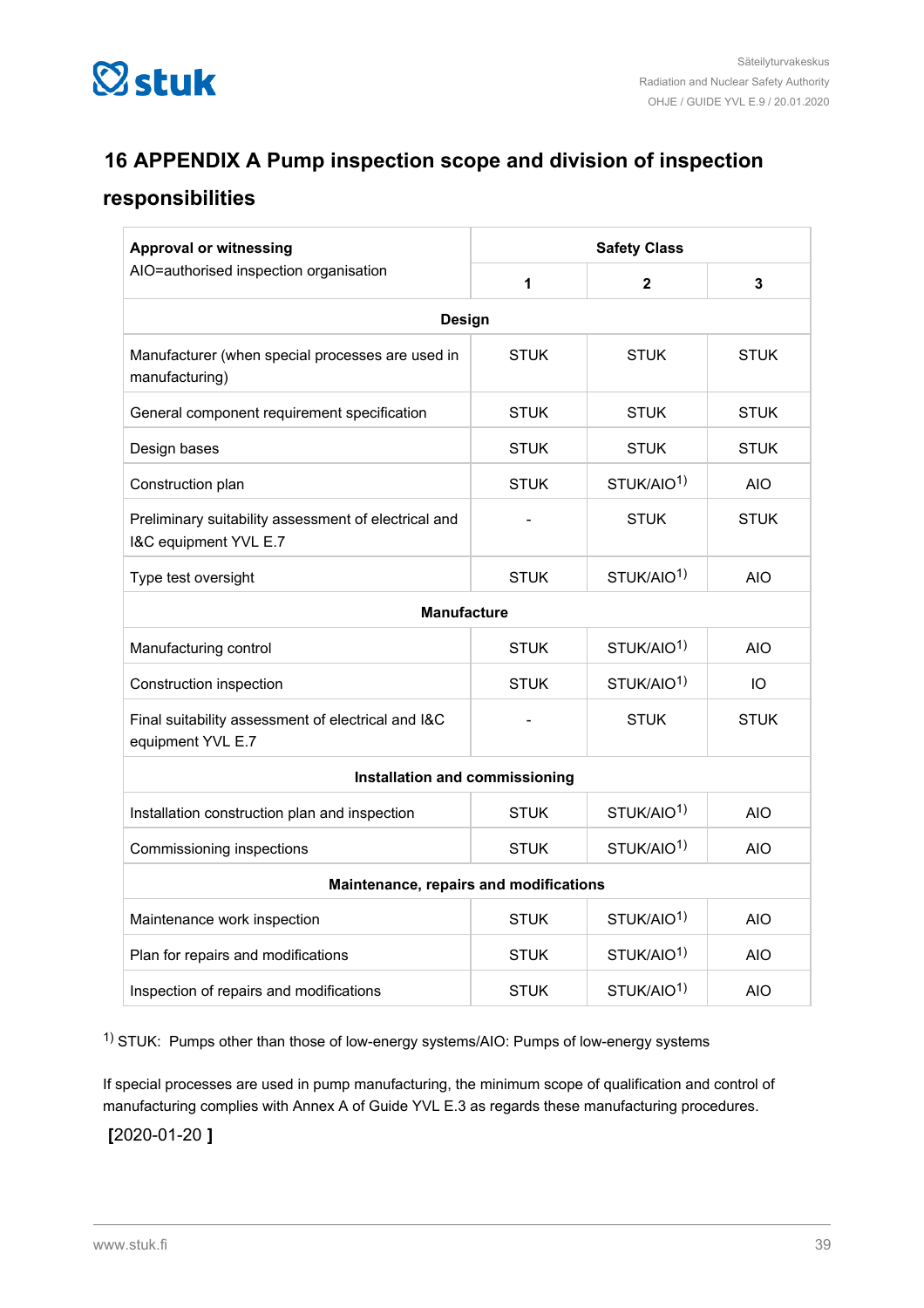# 16 APPENDIX A Pump inspection scope and division of inspection responsibilities

| **Approval or witnessing**<br>AIO=authorised inspection organisation | **Safety Class** | | |
|---|---|---|---|
| | **1** | **2** | **3** |
| **Design** | | | |
| Manufacturer (when special processes are used in manufacturing) | STUK | STUK | STUK |
| General component requirement specification | STUK | STUK | STUK |
| Design bases | STUK | STUK | STUK |
| Construction plan | STUK | STUK/AIO[1)] | AIO |
| Preliminary suitability assessment of electrical and I&C equipment YVL E.7 | - | STUK | STUK |
| Type test oversight | STUK | STUK/AIO[1)] | AIO |
| **Manufacture** | | | |
| Manufacturing control | STUK | STUK/AIO[1)] | AIO |
| Construction inspection | STUK | STUK/AIO[1)] | IO |
| Final suitability assessment of electrical and I&C equipment YVL E.7 | - | STUK | STUK |
| **Installation and commissioning** | | | |
| Installation construction plan and inspection | STUK | STUK/AIO[1)] | AIO |
| Commissioning inspections | STUK | STUK/AIO[1)] | AIO |
| **Maintenance, repairs and modifications** | | | |
| Maintenance work inspection | STUK | STUK/AIO[1)] | AIO |
| Plan for repairs and modifications | STUK | STUK/AIO[1)] | AIO |
| Inspection of repairs and modifications | STUK | STUK/AIO[1)] | AIO |

[1)] STUK: Pumps other than those of low-energy systems/AIO: Pumps of low-energy systems

If special processes are used in pump manufacturing, the minimum scope of qualification and control of manufacturing complies with Annex A of Guide YVL E.3 as regards these manufacturing procedures.

[2020-01-20 ]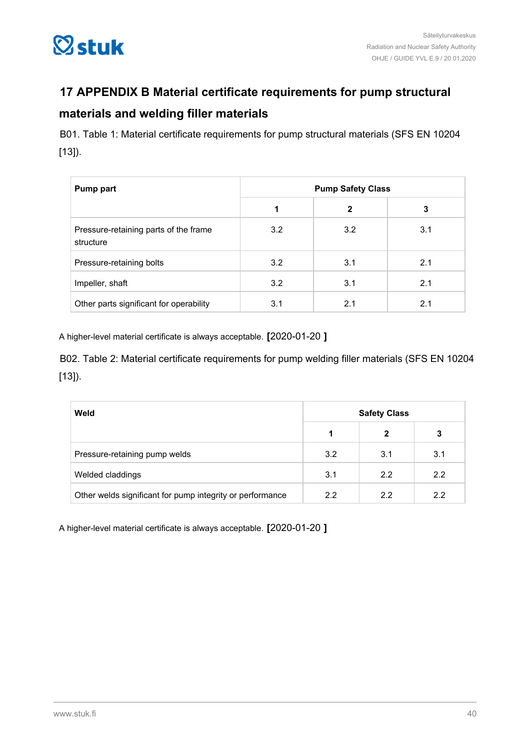## 17 APPENDIX B Material certificate requirements for pump structural materials and welding filler materials

B01. Table 1: Material certificate requirements for pump structural materials (SFS EN 10204 [13]).

| Pump part | Pump Safety Class | | |
|---|---|---|---|
| | 1 | 2 | 3 |
| Pressure-retaining parts of the frame structure | 3.2 | 3.2 | 3.1 |
| Pressure-retaining bolts | 3.2 | 3.1 | 2.1 |
| Impeller, shaft | 3.2 | 3.1 | 2.1 |
| Other parts significant for operability | 3.1 | 2.1 | 2.1 |

A higher-level material certificate is always acceptable. [2020-01-20 ]

B02. Table 2: Material certificate requirements for pump welding filler materials (SFS EN 10204 [13]).

| Weld | Safety Class | | |
|---|---|---|---|
| | 1 | 2 | 3 |
| Pressure-retaining pump welds | 3.2 | 3.1 | 3.1 |
| Welded claddings | 3.1 | 2.2 | 2.2 |
| Other welds significant for pump integrity or performance | 2.2 | 2.2 | 2.2 |

A higher-level material certificate is always acceptable. [2020-01-20 ]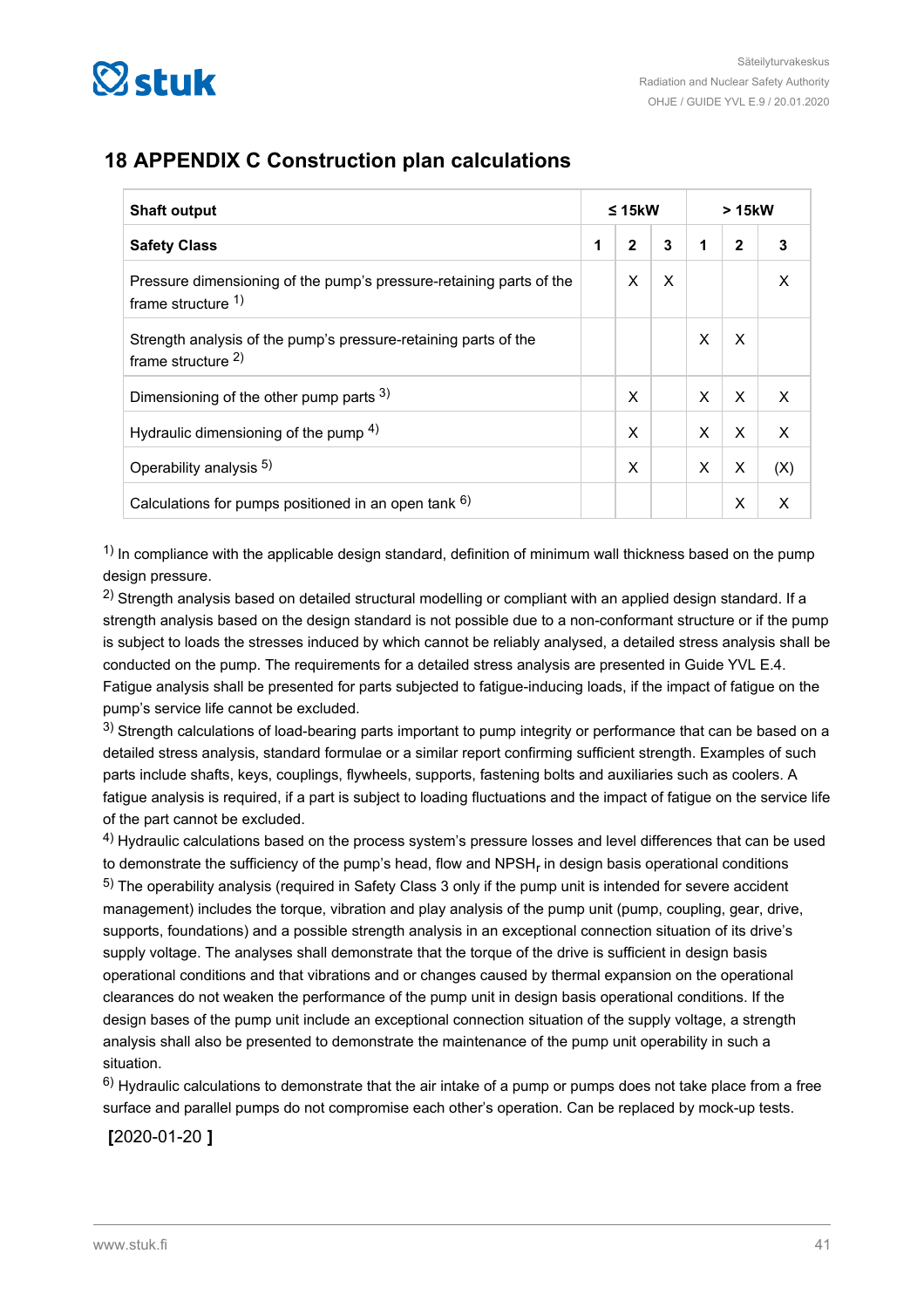## 18 APPENDIX C Construction plan calculations

| Shaft output | ≤ 15kW | | | > 15kW | | |
|---|---|---|---|---|---|---|
| **Safety Class** | **1** | **2** | **3** | **1** | **2** | **3** |
| Pressure dimensioning of the pump's pressure-retaining parts of the frame structure [1)] | | X | X | | | X |
| Strength analysis of the pump's pressure-retaining parts of the frame structure [2)] | | | | X | X | |
| Dimensioning of the other pump parts [3)] | | X | | X | X | X |
| Hydraulic dimensioning of the pump [4)] | | X | | X | X | X |
| Operability analysis [5)] | | X | | X | X | (X) |
| Calculations for pumps positioned in an open tank [6)] | | | | | X | X |

[1)] In compliance with the applicable design standard, definition of minimum wall thickness based on the pump design pressure.

[2)] Strength analysis based on detailed structural modelling or compliant with an applied design standard. If a strength analysis based on the design standard is not possible due to a non-conformant structure or if the pump is subject to loads the stresses induced by which cannot be reliably analysed, a detailed stress analysis shall be conducted on the pump. The requirements for a detailed stress analysis are presented in Guide YVL E.4. Fatigue analysis shall be presented for parts subjected to fatigue-inducing loads, if the impact of fatigue on the pump's service life cannot be excluded.

[3)] Strength calculations of load-bearing parts important to pump integrity or performance that can be based on a detailed stress analysis, standard formulae or a similar report confirming sufficient strength. Examples of such parts include shafts, keys, couplings, flywheels, supports, fastening bolts and auxiliaries such as coolers. A fatigue analysis is required, if a part is subject to loading fluctuations and the impact of fatigue on the service life of the part cannot be excluded.

[4)] Hydraulic calculations based on the process system's pressure losses and level differences that can be used to demonstrate the sufficiency of the pump's head, flow and $NPSH_r$ in design basis operational conditions

[5)] The operability analysis (required in Safety Class 3 only if the pump unit is intended for severe accident management) includes the torque, vibration and play analysis of the pump unit (pump, coupling, gear, drive, supports, foundations) and a possible strength analysis in an exceptional connection situation of its drive's supply voltage. The analyses shall demonstrate that the torque of the drive is sufficient in design basis operational conditions and that vibrations and or changes caused by thermal expansion on the operational clearances do not weaken the performance of the pump unit in design basis operational conditions. If the design bases of the pump unit include an exceptional connection situation of the supply voltage, a strength analysis shall also be presented to demonstrate the maintenance of the pump unit operability in such a situation.

[6)] Hydraulic calculations to demonstrate that the air intake of a pump or pumps does not take place from a free surface and parallel pumps do not compromise each other's operation. Can be replaced by mock-up tests.

**[**2020-01-20 **]**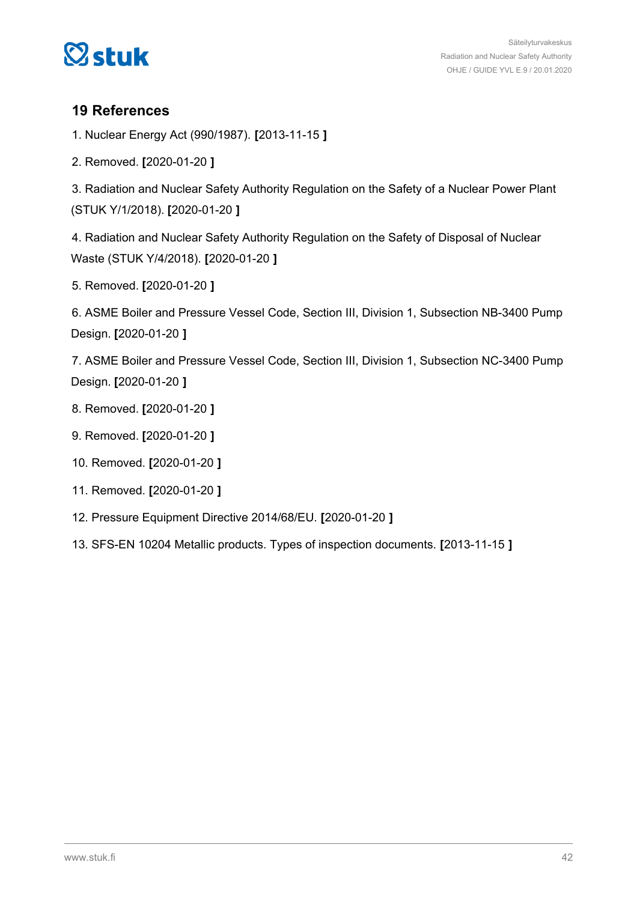## 19 References

1. Nuclear Energy Act (990/1987). **[**2013-11-15 **]**

2. Removed. **[**2020-01-20 **]**

3. Radiation and Nuclear Safety Authority Regulation on the Safety of a Nuclear Power Plant (STUK Y/1/2018). **[**2020-01-20 **]**

4. Radiation and Nuclear Safety Authority Regulation on the Safety of Disposal of Nuclear Waste (STUK Y/4/2018). **[**2020-01-20 **]**

5. Removed. **[**2020-01-20 **]**

6. ASME Boiler and Pressure Vessel Code, Section III, Division 1, Subsection NB-3400 Pump Design. **[**2020-01-20 **]**

7. ASME Boiler and Pressure Vessel Code, Section III, Division 1, Subsection NC-3400 Pump Design. **[**2020-01-20 **]**

8. Removed. **[**2020-01-20 **]**

9. Removed. **[**2020-01-20 **]**

10. Removed. **[**2020-01-20 **]**

11. Removed. **[**2020-01-20 **]**

12. Pressure Equipment Directive 2014/68/EU. **[**2020-01-20 **]**

13. SFS-EN 10204 Metallic products. Types of inspection documents. **[**2013-11-15 **]**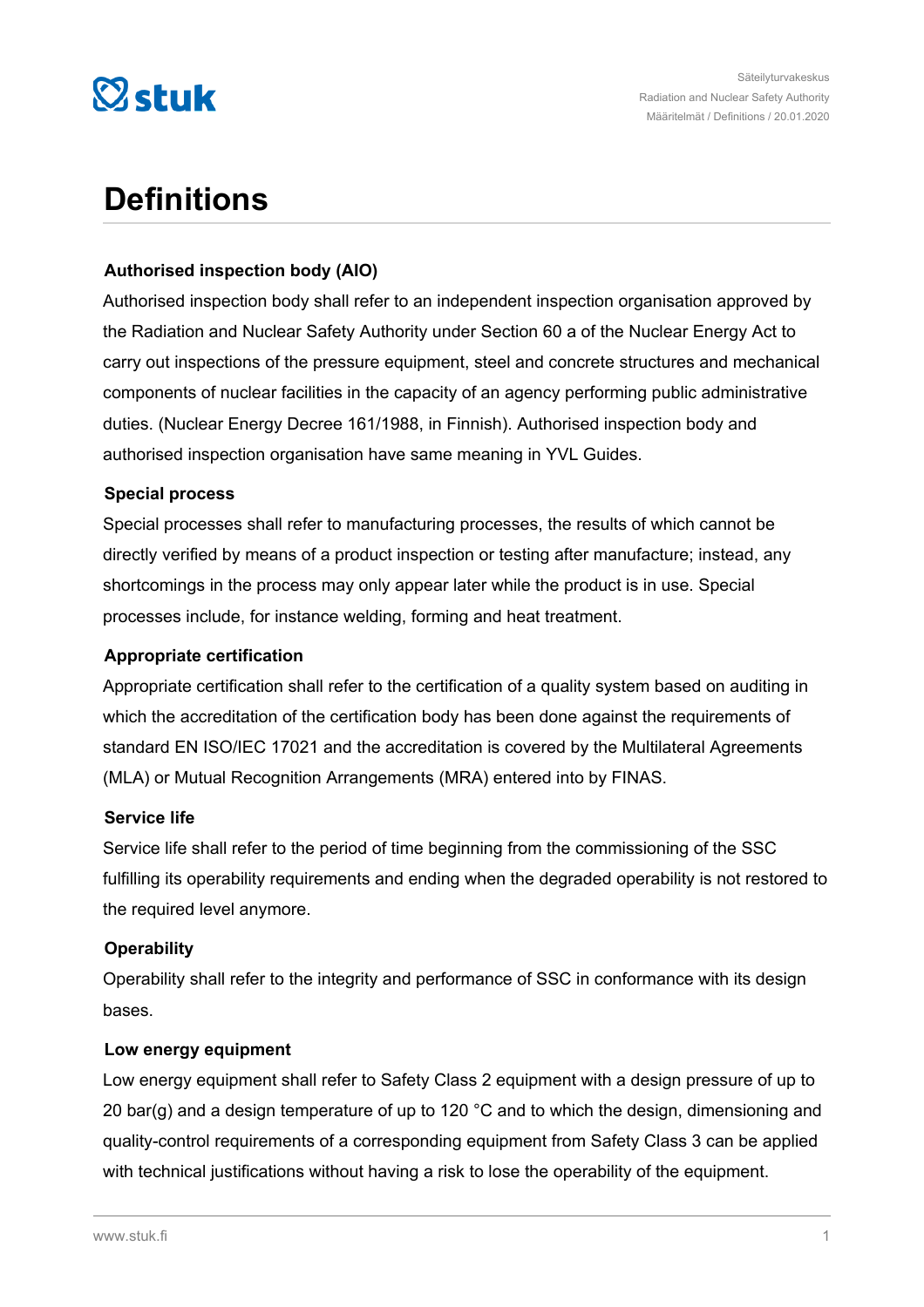# Definitions

### Authorised inspection body (AIO)

Authorised inspection body shall refer to an independent inspection organisation approved by the Radiation and Nuclear Safety Authority under Section 60 a of the Nuclear Energy Act to carry out inspections of the pressure equipment, steel and concrete structures and mechanical components of nuclear facilities in the capacity of an agency performing public administrative duties. (Nuclear Energy Decree 161/1988, in Finnish). Authorised inspection body and authorised inspection organisation have same meaning in YVL Guides.

### Special process

Special processes shall refer to manufacturing processes, the results of which cannot be directly verified by means of a product inspection or testing after manufacture; instead, any shortcomings in the process may only appear later while the product is in use. Special processes include, for instance welding, forming and heat treatment.

### Appropriate certification

Appropriate certification shall refer to the certification of a quality system based on auditing in which the accreditation of the certification body has been done against the requirements of standard EN ISO/IEC 17021 and the accreditation is covered by the Multilateral Agreements (MLA) or Mutual Recognition Arrangements (MRA) entered into by FINAS.

### Service life

Service life shall refer to the period of time beginning from the commissioning of the SSC fulfilling its operability requirements and ending when the degraded operability is not restored to the required level anymore.

### Operability

Operability shall refer to the integrity and performance of SSC in conformance with its design bases.

### Low energy equipment

Low energy equipment shall refer to Safety Class 2 equipment with a design pressure of up to 20 bar(g) and a design temperature of up to 120 °C and to which the design, dimensioning and quality-control requirements of a corresponding equipment from Safety Class 3 can be applied with technical justifications without having a risk to lose the operability of the equipment.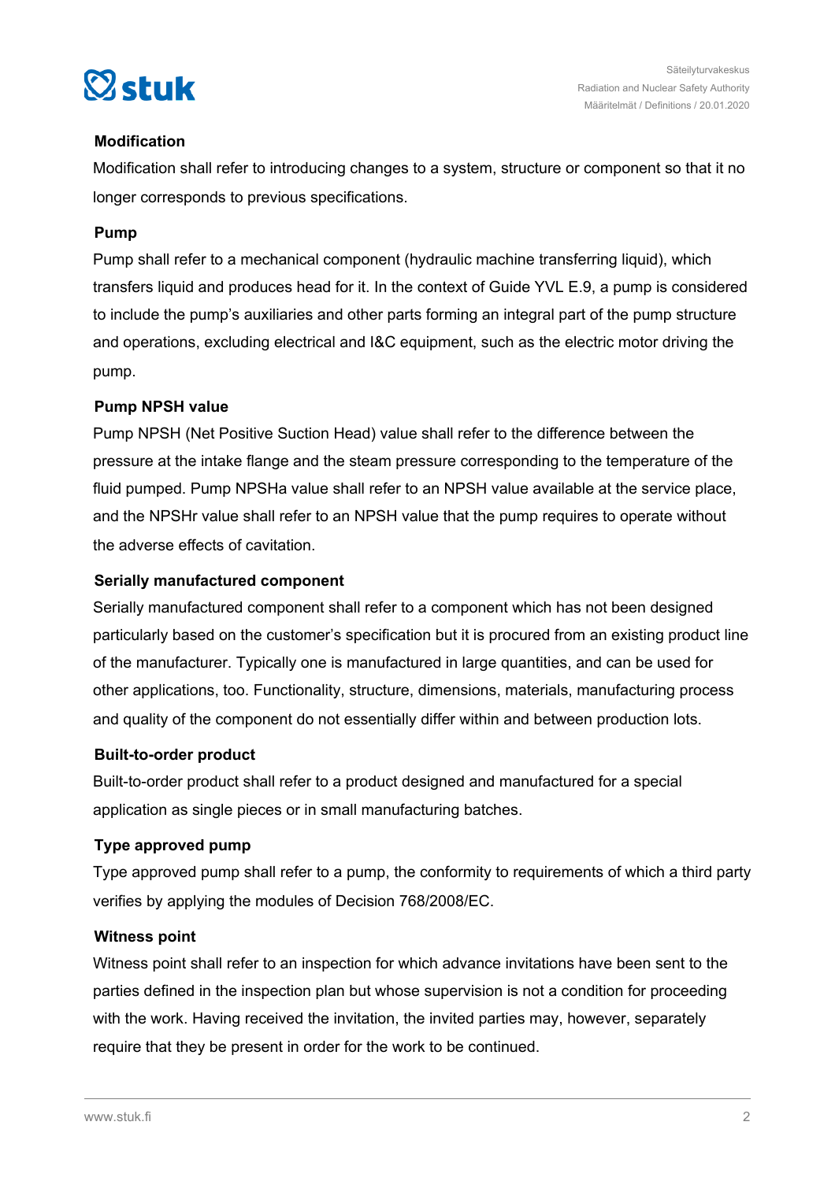### Modification

Modification shall refer to introducing changes to a system, structure or component so that it no longer corresponds to previous specifications.

### Pump

Pump shall refer to a mechanical component (hydraulic machine transferring liquid), which transfers liquid and produces head for it. In the context of Guide YVL E.9, a pump is considered to include the pump's auxiliaries and other parts forming an integral part of the pump structure and operations, excluding electrical and I&C equipment, such as the electric motor driving the pump.

### Pump NPSH value

Pump NPSH (Net Positive Suction Head) value shall refer to the difference between the pressure at the intake flange and the steam pressure corresponding to the temperature of the fluid pumped. Pump NPSHa value shall refer to an NPSH value available at the service place, and the NPSHr value shall refer to an NPSH value that the pump requires to operate without the adverse effects of cavitation.

### Serially manufactured component

Serially manufactured component shall refer to a component which has not been designed particularly based on the customer's specification but it is procured from an existing product line of the manufacturer. Typically one is manufactured in large quantities, and can be used for other applications, too. Functionality, structure, dimensions, materials, manufacturing process and quality of the component do not essentially differ within and between production lots.

### Built-to-order product

Built-to-order product shall refer to a product designed and manufactured for a special application as single pieces or in small manufacturing batches.

### Type approved pump

Type approved pump shall refer to a pump, the conformity to requirements of which a third party verifies by applying the modules of Decision 768/2008/EC.

### Witness point

Witness point shall refer to an inspection for which advance invitations have been sent to the parties defined in the inspection plan but whose supervision is not a condition for proceeding with the work. Having received the invitation, the invited parties may, however, separately require that they be present in order for the work to be continued.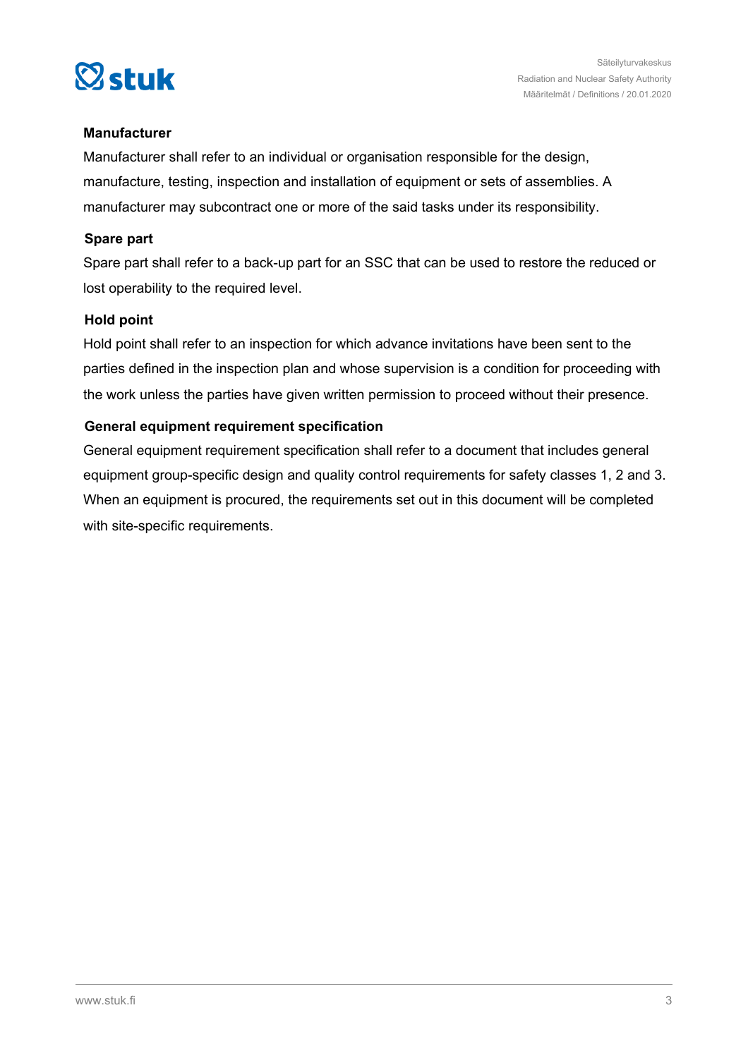### Manufacturer

Manufacturer shall refer to an individual or organisation responsible for the design, manufacture, testing, inspection and installation of equipment or sets of assemblies. A manufacturer may subcontract one or more of the said tasks under its responsibility.

### Spare part

Spare part shall refer to a back-up part for an SSC that can be used to restore the reduced or lost operability to the required level.

### Hold point

Hold point shall refer to an inspection for which advance invitations have been sent to the parties defined in the inspection plan and whose supervision is a condition for proceeding with the work unless the parties have given written permission to proceed without their presence.

### General equipment requirement specification

General equipment requirement specification shall refer to a document that includes general equipment group-specific design and quality control requirements for safety classes 1, 2 and 3. When an equipment is procured, the requirements set out in this document will be completed with site-specific requirements.